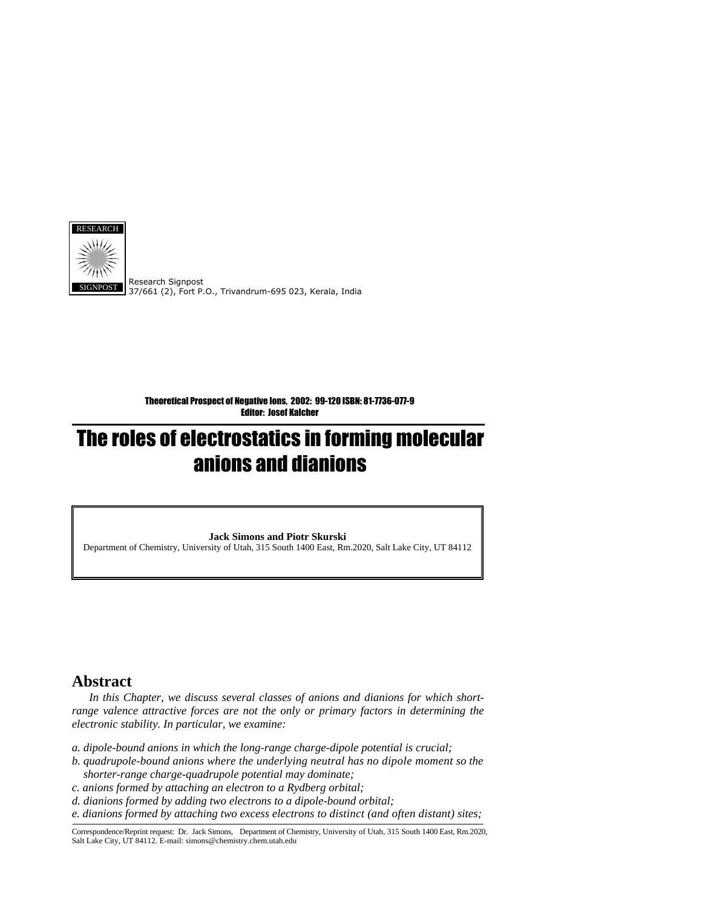RESEARCH

SIGNPOST

Research Signpost
37/661 (2), Fort P.O., Trivandrum-695 023, Kerala, India

Theoretical Prospect of Negative Ions, 2002: 99-120 ISBN: 81-7736-077-9
Editor: Josef Kalcher

# The roles of electrostatics in forming molecular anions and dianions

**Jack Simons and Piotr Skurski**
Department of Chemistry, University of Utah, 315 South 1400 East, Rm.2020, Salt Lake City, UT 84112

## Abstract

*In this Chapter, we discuss several classes of anions and dianions for which short-range valence attractive forces are not the only or primary factors in determining the electronic stability. In particular, we examine:*

*a. dipole-bound anions in which the long-range charge-dipole potential is crucial;*
*b. quadrupole-bound anions where the underlying neutral has no dipole moment so the shorter-range charge-quadrupole potential may dominate;*
*c. anions formed by attaching an electron to a Rydberg orbital;*
*d. dianions formed by adding two electrons to a dipole-bound orbital;*
*e. dianions formed by attaching two excess electrons to distinct (and often distant) sites;*

Correspondence/Reprint request: Dr. Jack Simons, Department of Chemistry, University of Utah, 315 South 1400 East, Rm.2020, Salt Lake City, UT 84112. E-mail: simons@chemistry.chem.utah.edu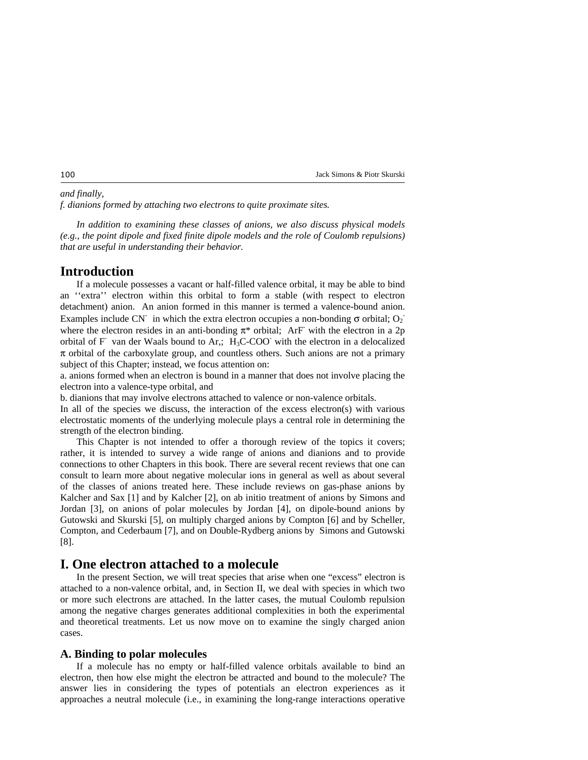*and finally,*

*f. dianions formed by attaching two electrons to quite proximate sites.*

*In addition to examining these classes of anions, we also discuss physical models (e.g., the point dipole and fixed finite dipole models and the role of Coulomb repulsions) that are useful in understanding their behavior.*

# Introduction

If a molecule possesses a vacant or half-filled valence orbital, it may be able to bind an ''extra'' electron within this orbital to form a stable (with respect to electron detachment) anion. An anion formed in this manner is termed a valence-bound anion. Examples include $CN^-$ in which the extra electron occupies a non-bonding $\sigma$ orbital; $O_2^-$ where the electron resides in an anti-bonding $\pi^*$ orbital; $ArF^-$ with the electron in a 2p orbital of $F^-$ van der Waals bound to Ar,; $H_3C\text{-}COO^-$ with the electron in a delocalized $\pi$ orbital of the carboxylate group, and countless others. Such anions are not a primary subject of this Chapter; instead, we focus attention on:

a. anions formed when an electron is bound in a manner that does not involve placing the electron into a valence-type orbital, and

b. dianions that may involve electrons attached to valence or non-valence orbitals.

In all of the species we discuss, the interaction of the excess electron(s) with various electrostatic moments of the underlying molecule plays a central role in determining the strength of the electron binding.

This Chapter is not intended to offer a thorough review of the topics it covers; rather, it is intended to survey a wide range of anions and dianions and to provide connections to other Chapters in this book. There are several recent reviews that one can consult to learn more about negative molecular ions in general as well as about several of the classes of anions treated here. These include reviews on gas-phase anions by Kalcher and Sax [1] and by Kalcher [2], on ab initio treatment of anions by Simons and Jordan [3], on anions of polar molecules by Jordan [4], on dipole-bound anions by Gutowski and Skurski [5], on multiply charged anions by Compton [6] and by Scheller, Compton, and Cederbaum [7], and on Double-Rydberg anions by Simons and Gutowski [8].

# I. One electron attached to a molecule

In the present Section, we will treat species that arise when one "excess" electron is attached to a non-valence orbital, and, in Section II, we deal with species in which two or more such electrons are attached. In the latter cases, the mutual Coulomb repulsion among the negative charges generates additional complexities in both the experimental and theoretical treatments. Let us now move on to examine the singly charged anion cases.

## A. Binding to polar molecules

If a molecule has no empty or half-filled valence orbitals available to bind an electron, then how else might the electron be attracted and bound to the molecule? The answer lies in considering the types of potentials an electron experiences as it approaches a neutral molecule (i.e., in examining the long-range interactions operative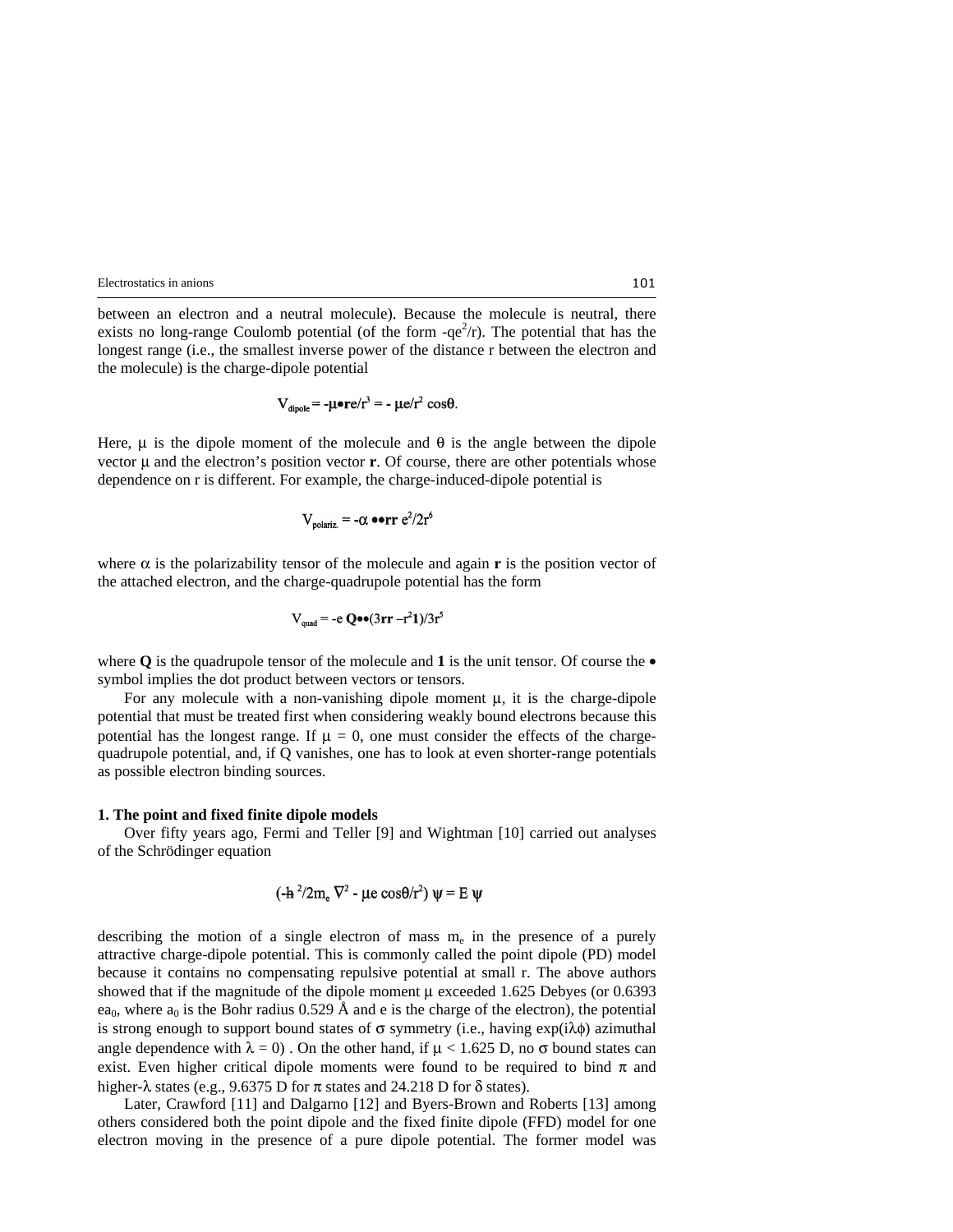between an electron and a neutral molecule). Because the molecule is neutral, there exists no long-range Coulomb potential (of the form $-qe^2/r$). The potential that has the longest range (i.e., the smallest inverse power of the distance r between the electron and the molecule) is the charge-dipole potential

$$V_{dipole} = -\mu \bullet \mathbf{r} e/r^3 = -\mu e/r^2 \cos\theta.$$

Here, $\mu$ is the dipole moment of the molecule and $\theta$ is the angle between the dipole vector $\mu$ and the electron's position vector $\mathbf{r}$. Of course, there are other potentials whose dependence on r is different. For example, the charge-induced-dipole potential is

$$V_{polariz.} = -\alpha \bullet\bullet \mathbf{rr}\, e^2/2r^6$$

where $\alpha$ is the polarizability tensor of the molecule and again $\mathbf{r}$ is the position vector of the attached electron, and the charge-quadrupole potential has the form

$$V_{quad} = -e\, \mathbf{Q} \bullet\bullet (3\mathbf{rr} - r^2\mathbf{1})/3r^5$$

where $\mathbf{Q}$ is the quadrupole tensor of the molecule and $\mathbf{1}$ is the unit tensor. Of course the $\bullet$ symbol implies the dot product between vectors or tensors.

For any molecule with a non-vanishing dipole moment $\mu$, it is the charge-dipole potential that must be treated first when considering weakly bound electrons because this potential has the longest range. If $\mu = 0$, one must consider the effects of the charge-quadrupole potential, and, if Q vanishes, one has to look at even shorter-range potentials as possible electron binding sources.

**1. The point and fixed finite dipole models**

Over fifty years ago, Fermi and Teller [9] and Wightman [10] carried out analyses of the Schrödinger equation

$$(-\hbar^2/2m_e \nabla^2 - \mu e \cos\theta/r^2)\, \psi = E\, \psi$$

describing the motion of a single electron of mass $m_e$ in the presence of a purely attractive charge-dipole potential. This is commonly called the point dipole (PD) model because it contains no compensating repulsive potential at small r. The above authors showed that if the magnitude of the dipole moment $\mu$ exceeded 1.625 Debyes (or 0.6393 $ea_0$, where $a_0$ is the Bohr radius 0.529 Å and e is the charge of the electron), the potential is strong enough to support bound states of $\sigma$ symmetry (i.e., having $\exp(i\lambda\phi)$ azimuthal angle dependence with $\lambda = 0$) . On the other hand, if $\mu < 1.625$ D, no $\sigma$ bound states can exist. Even higher critical dipole moments were found to be required to bind $\pi$ and higher-$\lambda$ states (e.g., 9.6375 D for $\pi$ states and 24.218 D for $\delta$ states).

Later, Crawford [11] and Dalgarno [12] and Byers-Brown and Roberts [13] among others considered both the point dipole and the fixed finite dipole (FFD) model for one electron moving in the presence of a pure dipole potential. The former model was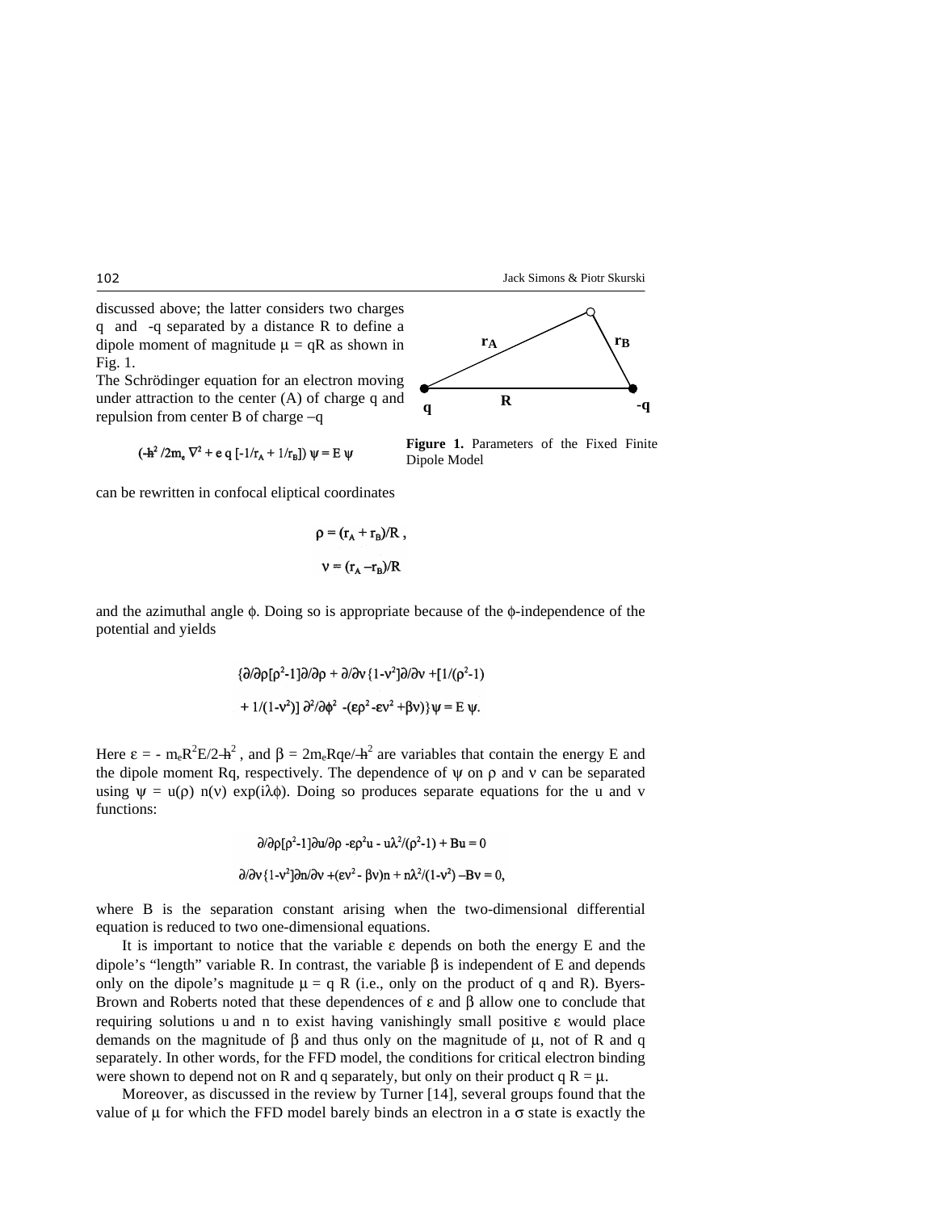discussed above; the latter considers two charges q and -q separated by a distance R to define a dipole moment of magnitude $\mu = qR$ as shown in Fig. 1.

The Schrödinger equation for an electron moving under attraction to the center (A) of charge q and repulsion from center B of charge –q

**Figure 1.** Parameters of the Fixed Finite Dipole Model

$$(-\hbar^2/2m_e \nabla^2 + e\, q\, [-1/r_A + 1/r_B])\, \psi = E\, \psi$$

can be rewritten in confocal eliptical coordinates

$$\rho = (r_A + r_B)/R\ ,$$

$$\nu = (r_A - r_B)/R$$

and the azimuthal angle $\phi$. Doing so is appropriate because of the $\phi$-independence of the potential and yields

$$\{\partial/\partial\rho[\rho^2-1]\partial/\partial\rho + \partial/\partial\nu\{1-\nu^2]\partial/\partial\nu + [1/(\rho^2-1)$$

$$+ 1/(1-\nu^2)]\, \partial^2/\partial\phi^2\ -(\varepsilon\rho^2 - \varepsilon\nu^2 + \beta\nu)\}\psi = E\, \psi.$$

Here $\varepsilon = -\, m_e R^2 E/2\hbar^2$ , and $\beta = 2m_e Rqe/\hbar^2$ are variables that contain the energy E and the dipole moment Rq, respectively. The dependence of $\psi$ on $\rho$ and $\nu$ can be separated using $\psi = u(\rho)\ n(\nu)\ \exp(i\lambda\phi)$. Doing so produces separate equations for the u and v functions:

$$\partial/\partial\rho[\rho^2-1]\partial u/\partial\rho\ - \varepsilon\rho^2 u\ -\ u\lambda^2/(\rho^2-1) + Bu = 0$$

$$\partial/\partial\nu\{1-\nu^2]\partial n/\partial\nu + (\varepsilon\nu^2 - \beta\nu)n + n\lambda^2/(1-\nu^2) - B\nu = 0,$$

where B is the separation constant arising when the two-dimensional differential equation is reduced to two one-dimensional equations.

It is important to notice that the variable $\varepsilon$ depends on both the energy E and the dipole's "length" variable R. In contrast, the variable $\beta$ is independent of E and depends only on the dipole's magnitude $\mu = q\ R$ (i.e., only on the product of q and R). Byers-Brown and Roberts noted that these dependences of $\varepsilon$ and $\beta$ allow one to conclude that requiring solutions u and n to exist having vanishingly small positive $\varepsilon$ would place demands on the magnitude of $\beta$ and thus only on the magnitude of $\mu$, not of R and q separately. In other words, for the FFD model, the conditions for critical electron binding were shown to depend not on R and q separately, but only on their product $q\ R = \mu$.

Moreover, as discussed in the review by Turner [14], several groups found that the value of $\mu$ for which the FFD model barely binds an electron in a $\sigma$ state is exactly the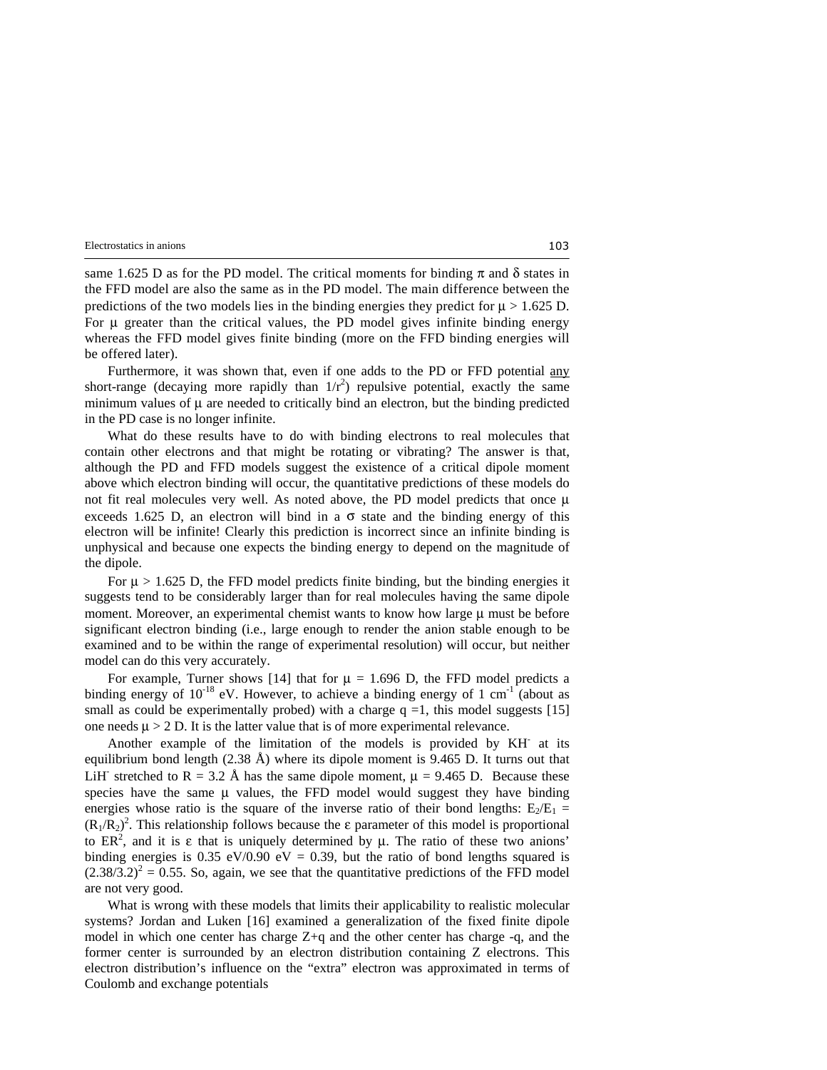same 1.625 D as for the PD model. The critical moments for binding $\pi$ and $\delta$ states in the FFD model are also the same as in the PD model. The main difference between the predictions of the two models lies in the binding energies they predict for $\mu > 1.625$ D. For $\mu$ greater than the critical values, the PD model gives infinite binding energy whereas the FFD model gives finite binding (more on the FFD binding energies will be offered later).

Furthermore, it was shown that, even if one adds to the PD or FFD potential <u>any</u> short-range (decaying more rapidly than $1/r^2$) repulsive potential, exactly the same minimum values of $\mu$ are needed to critically bind an electron, but the binding predicted in the PD case is no longer infinite.

What do these results have to do with binding electrons to real molecules that contain other electrons and that might be rotating or vibrating? The answer is that, although the PD and FFD models suggest the existence of a critical dipole moment above which electron binding will occur, the quantitative predictions of these models do not fit real molecules very well. As noted above, the PD model predicts that once $\mu$ exceeds 1.625 D, an electron will bind in a $\sigma$ state and the binding energy of this electron will be infinite! Clearly this prediction is incorrect since an infinite binding is unphysical and because one expects the binding energy to depend on the magnitude of the dipole.

For $\mu > 1.625$ D, the FFD model predicts finite binding, but the binding energies it suggests tend to be considerably larger than for real molecules having the same dipole moment. Moreover, an experimental chemist wants to know how large $\mu$ must be before significant electron binding (i.e., large enough to render the anion stable enough to be examined and to be within the range of experimental resolution) will occur, but neither model can do this very accurately.

For example, Turner shows [14] that for $\mu = 1.696$ D, the FFD model predicts a binding energy of $10^{-18}$ eV. However, to achieve a binding energy of 1 $cm^{-1}$ (about as small as could be experimentally probed) with a charge $q = 1$, this model suggests [15] one needs $\mu > 2$ D. It is the latter value that is of more experimental relevance.

Another example of the limitation of the models is provided by $KH^-$ at its equilibrium bond length (2.38 Å) where its dipole moment is 9.465 D. It turns out that $LiH^-$ stretched to R = 3.2 Å has the same dipole moment, $\mu = 9.465$ D. Because these species have the same $\mu$ values, the FFD model would suggest they have binding energies whose ratio is the square of the inverse ratio of their bond lengths: $E_2/E_1 = (R_1/R_2)^2$. This relationship follows because the $\varepsilon$ parameter of this model is proportional to $ER^2$, and it is $\varepsilon$ that is uniquely determined by $\mu$. The ratio of these two anions' binding energies is 0.35 eV/0.90 eV = 0.39, but the ratio of bond lengths squared is $(2.38/3.2)^2 = 0.55$. So, again, we see that the quantitative predictions of the FFD model are not very good.

What is wrong with these models that limits their applicability to realistic molecular systems? Jordan and Luken [16] examined a generalization of the fixed finite dipole model in which one center has charge Z+q and the other center has charge -q, and the former center is surrounded by an electron distribution containing Z electrons. This electron distribution's influence on the "extra" electron was approximated in terms of Coulomb and exchange potentials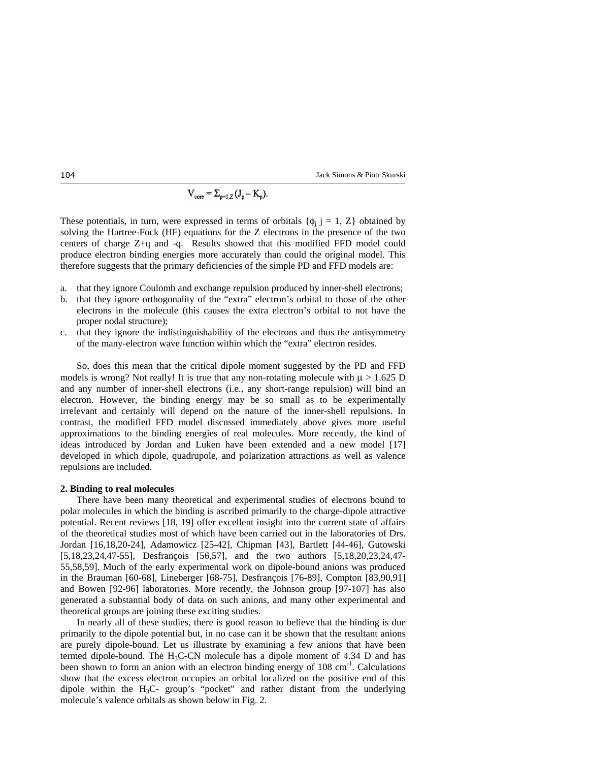$$V_{core} = \Sigma_{p=1,Z} (J_p - K_p).$$

These potentials, in turn, were expressed in terms of orbitals $\{\phi_j\ j = 1, Z\}$ obtained by solving the Hartree-Fock (HF) equations for the Z electrons in the presence of the two centers of charge Z+q and -q. Results showed that this modified FFD model could produce electron binding energies more accurately than could the original model. This therefore suggests that the primary deficiencies of the simple PD and FFD models are:

a. that they ignore Coulomb and exchange repulsion produced by inner-shell electrons;
b. that they ignore orthogonality of the "extra" electron's orbital to those of the other electrons in the molecule (this causes the extra electron's orbital to not have the proper nodal structure);
c. that they ignore the indistinguishability of the electrons and thus the antisymmetry of the many-electron wave function within which the "extra" electron resides.

So, does this mean that the critical dipole moment suggested by the PD and FFD models is wrong? Not really! It is true that any non-rotating molecule with $\mu > 1.625$ D and any number of inner-shell electrons (i.e., any short-range repulsion) will bind an electron. However, the binding energy may be so small as to be experimentally irrelevant and certainly will depend on the nature of the inner-shell repulsions. In contrast, the modified FFD model discussed immediately above gives more useful approximations to the binding energies of real molecules. More recently, the kind of ideas introduced by Jordan and Luken have been extended and a new model [17] developed in which dipole, quadrupole, and polarization attractions as well as valence repulsions are included.

**2. Binding to real molecules**

There have been many theoretical and experimental studies of electrons bound to polar molecules in which the binding is ascribed primarily to the charge-dipole attractive potential. Recent reviews [18, 19] offer excellent insight into the current state of affairs of the theoretical studies most of which have been carried out in the laboratories of Drs. Jordan [16,18,20-24], Adamowicz [25-42], Chipman [43], Bartlett [44-46], Gutowski [5,18,23,24,47-55], Desfrançois [56,57], and the two authors [5,18,20,23,24,47-55,58,59]. Much of the early experimental work on dipole-bound anions was produced in the Brauman [60-68], Lineberger [68-75], Desfrançois [76-89], Compton [83,90,91] and Bowen [92-96] laboratories. More recently, the Johnson group [97-107] has also generated a substantial body of data on such anions, and many other experimental and theoretical groups are joining these exciting studies.

In nearly all of these studies, there is good reason to believe that the binding is due primarily to the dipole potential but, in no case can it be shown that the resultant anions are purely dipole-bound. Let us illustrate by examining a few anions that have been termed dipole-bound. The $H_3C$-CN molecule has a dipole moment of 4.34 D and has been shown to form an anion with an electron binding energy of 108 $cm^{-1}$. Calculations show that the excess electron occupies an orbital localized on the positive end of this dipole within the $H_3C$- group's "pocket" and rather distant from the underlying molecule's valence orbitals as shown below in Fig. 2.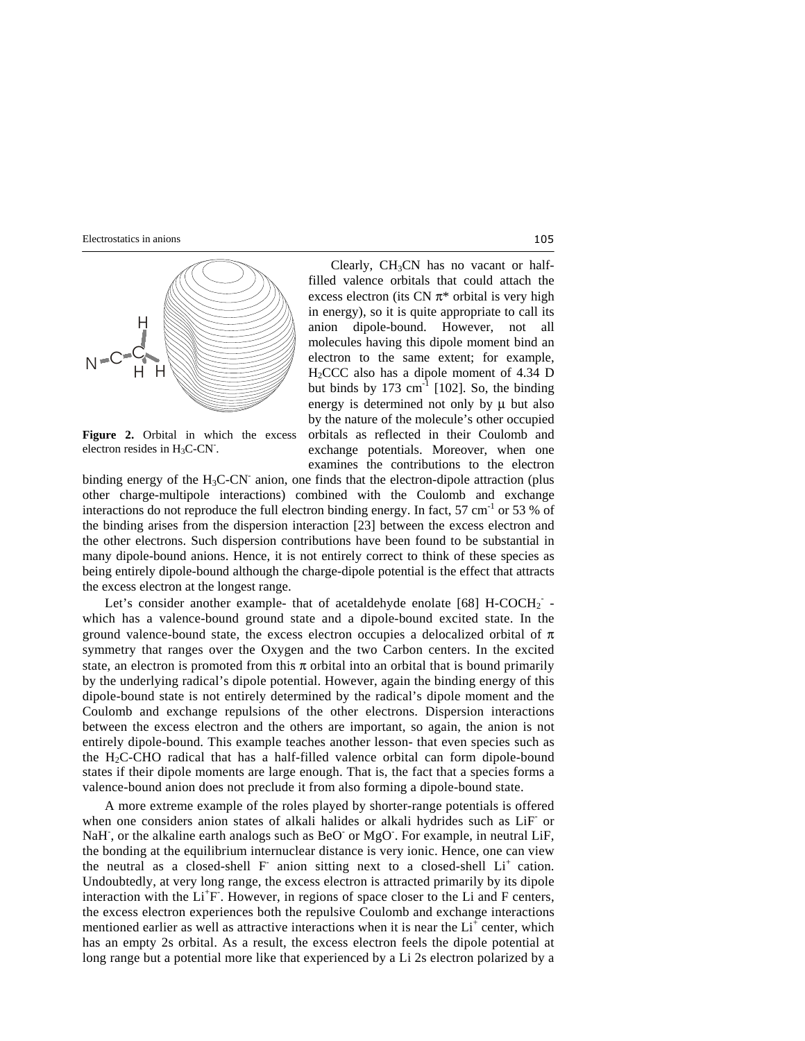Clearly, $CH_3CN$ has no vacant or half-filled valence orbitals that could attach the excess electron (its CN $\pi^*$ orbital is very high in energy), so it is quite appropriate to call its anion dipole-bound. However, not all molecules having this dipole moment bind an electron to the same extent; for example, $H_2CCC$ also has a dipole moment of 4.34 D but binds by 173 $cm^{-1}$ [102]. So, the binding energy is determined not only by $\mu$ but also by the nature of the molecule's other occupied orbitals as reflected in their Coulomb and exchange potentials. Moreover, when one examines the contributions to the electron binding energy of the $H_3C\text{-}CN^-$ anion, one finds that the electron-dipole attraction (plus other charge-multipole interactions) combined with the Coulomb and exchange interactions do not reproduce the full electron binding energy. In fact, 57 $cm^{-1}$ or 53 % of the binding arises from the dispersion interaction [23] between the excess electron and the other electrons. Such dispersion contributions have been found to be substantial in many dipole-bound anions. Hence, it is not entirely correct to think of these species as being entirely dipole-bound although the charge-dipole potential is the effect that attracts the excess electron at the longest range.

**Figure 2.** Orbital in which the excess electron resides in $H_3C\text{-}CN^-$.

Let's consider another example- that of acetaldehyde enolate [68] $H\text{-}COCH_2^-$ - which has a valence-bound ground state and a dipole-bound excited state. In the ground valence-bound state, the excess electron occupies a delocalized orbital of $\pi$ symmetry that ranges over the Oxygen and the two Carbon centers. In the excited state, an electron is promoted from this $\pi$ orbital into an orbital that is bound primarily by the underlying radical's dipole potential. However, again the binding energy of this dipole-bound state is not entirely determined by the radical's dipole moment and the Coulomb and exchange repulsions of the other electrons. Dispersion interactions between the excess electron and the others are important, so again, the anion is not entirely dipole-bound. This example teaches another lesson- that even species such as the $H_2C\text{-}CHO$ radical that has a half-filled valence orbital can form dipole-bound states if their dipole moments are large enough. That is, the fact that a species forms a valence-bound anion does not preclude it from also forming a dipole-bound state.

A more extreme example of the roles played by shorter-range potentials is offered when one considers anion states of alkali halides or alkali hydrides such as $LiF^-$ or $NaH^-$, or the alkaline earth analogs such as $BeO^-$ or $MgO^-$. For example, in neutral LiF, the bonding at the equilibrium internuclear distance is very ionic. Hence, one can view the neutral as a closed-shell $F^-$ anion sitting next to a closed-shell $Li^+$ cation. Undoubtedly, at very long range, the excess electron is attracted primarily by its dipole interaction with the $Li^+F^-$. However, in regions of space closer to the Li and F centers, the excess electron experiences both the repulsive Coulomb and exchange interactions mentioned earlier as well as attractive interactions when it is near the $Li^+$ center, which has an empty 2s orbital. As a result, the excess electron feels the dipole potential at long range but a potential more like that experienced by a Li 2s electron polarized by a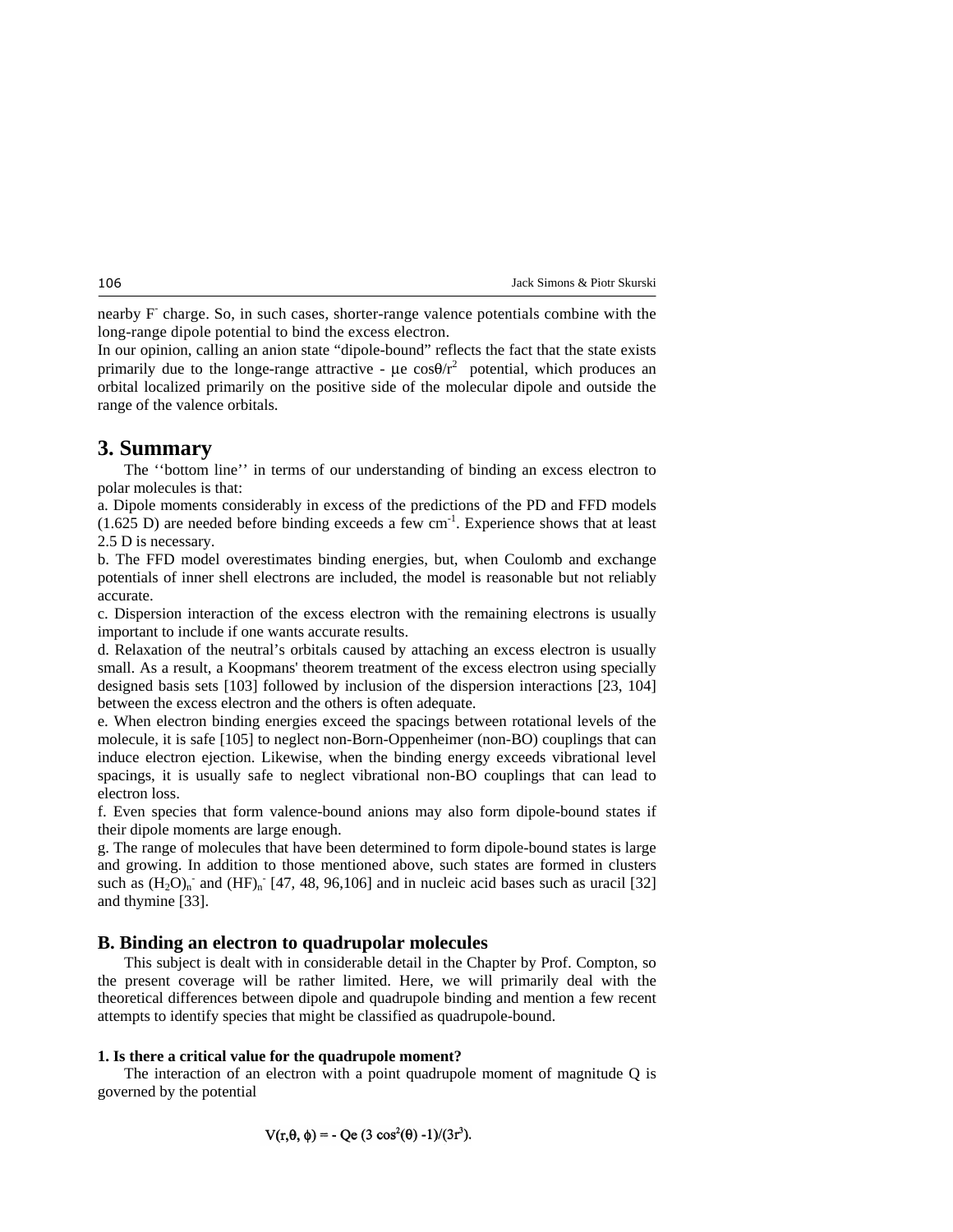nearby $F^-$ charge. So, in such cases, shorter-range valence potentials combine with the long-range dipole potential to bind the excess electron.

In our opinion, calling an anion state "dipole-bound" reflects the fact that the state exists primarily due to the longe-range attractive - $\mu e \cos\theta/r^2$ potential, which produces an orbital localized primarily on the positive side of the molecular dipole and outside the range of the valence orbitals.

## 3. Summary

The ''bottom line'' in terms of our understanding of binding an excess electron to polar molecules is that:

a. Dipole moments considerably in excess of the predictions of the PD and FFD models (1.625 D) are needed before binding exceeds a few $cm^{-1}$. Experience shows that at least 2.5 D is necessary.

b. The FFD model overestimates binding energies, but, when Coulomb and exchange potentials of inner shell electrons are included, the model is reasonable but not reliably accurate.

c. Dispersion interaction of the excess electron with the remaining electrons is usually important to include if one wants accurate results.

d. Relaxation of the neutral's orbitals caused by attaching an excess electron is usually small. As a result, a Koopmans' theorem treatment of the excess electron using specially designed basis sets [103] followed by inclusion of the dispersion interactions [23, 104] between the excess electron and the others is often adequate.

e. When electron binding energies exceed the spacings between rotational levels of the molecule, it is safe [105] to neglect non-Born-Oppenheimer (non-BO) couplings that can induce electron ejection. Likewise, when the binding energy exceeds vibrational level spacings, it is usually safe to neglect vibrational non-BO couplings that can lead to electron loss.

f. Even species that form valence-bound anions may also form dipole-bound states if their dipole moments are large enough.

g. The range of molecules that have been determined to form dipole-bound states is large and growing. In addition to those mentioned above, such states are formed in clusters such as $(H_2O)_n^-$ and $(HF)_n^-$ [47, 48, 96,106] and in nucleic acid bases such as uracil [32] and thymine [33].

## B. Binding an electron to quadrupolar molecules

This subject is dealt with in considerable detail in the Chapter by Prof. Compton, so the present coverage will be rather limited. Here, we will primarily deal with the theoretical differences between dipole and quadrupole binding and mention a few recent attempts to identify species that might be classified as quadrupole-bound.

### 1. Is there a critical value for the quadrupole moment?

The interaction of an electron with a point quadrupole moment of magnitude Q is governed by the potential

$$V(r,\theta,\phi) = - Qe\,(3\cos^2(\theta) - 1)/(3r^3).$$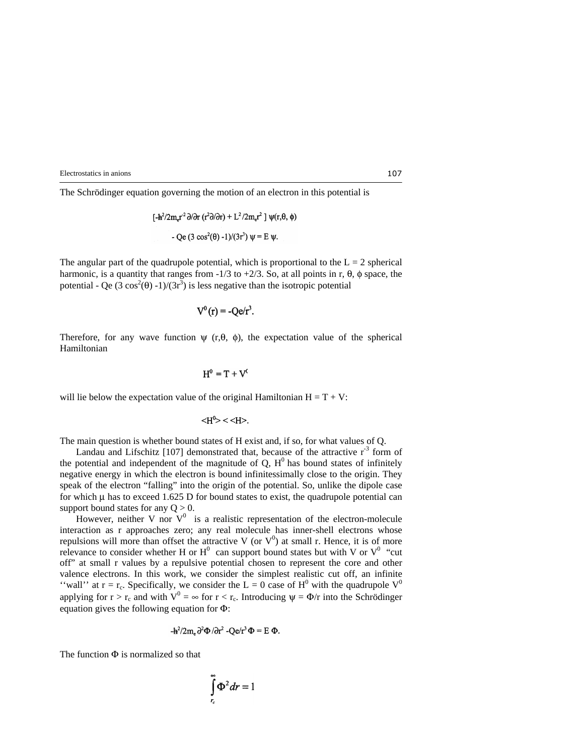The Schrödinger equation governing the motion of an electron in this potential is

$$[-\hbar^2/2m_e r^{-2}\, \partial/\partial r\, (r^2 \partial/\partial r) + L^2/2m_e r^2\,]\, \psi(r,\theta,\phi)$$

$$- Qe\, (3 \cos^2(\theta) -1)/(3r^3)\, \psi = E\, \psi.$$

The angular part of the quadrupole potential, which is proportional to the L = 2 spherical harmonic, is a quantity that ranges from -1/3 to +2/3. So, at all points in r, θ, ϕ space, the potential $- Qe\, (3 \cos^2(\theta) -1)/(3r^3)$ is less negative than the isotropic potential

$$V^0(r) = -Qe/r^3.$$

Therefore, for any wave function ψ (r,θ, ϕ), the expectation value of the spherical Hamiltonian

$$H^0 = T + V^0$$

will lie below the expectation value of the original Hamiltonian H = T + V:

$$\langle H^0 \rangle < \langle H \rangle.$$

The main question is whether bound states of H exist and, if so, for what values of Q.

Landau and Lifschitz [107] demonstrated that, because of the attractive $r^{-3}$ form of the potential and independent of the magnitude of Q, $H^0$ has bound states of infinitely negative energy in which the electron is bound infinitessimally close to the origin. They speak of the electron "falling" into the origin of the potential. So, unlike the dipole case for which μ has to exceed 1.625 D for bound states to exist, the quadrupole potential can support bound states for any Q > 0.

However, neither V nor $V^0$ is a realistic representation of the electron-molecule interaction as r approaches zero; any real molecule has inner-shell electrons whose repulsions will more than offset the attractive V (or $V^0$) at small r. Hence, it is of more relevance to consider whether H or $H^0$ can support bound states but with V or $V^0$ "cut off" at small r values by a repulsive potential chosen to represent the core and other valence electrons. In this work, we consider the simplest realistic cut off, an infinite ''wall'' at $r = r_c$. Specifically, we consider the L = 0 case of $H^0$ with the quadrupole $V^0$ applying for $r > r_c$ and with $V^0 = \infty$ for $r < r_c$. Introducing ψ = Φ/r into the Schrödinger equation gives the following equation for Φ:

$$-\hbar^2/2m_e\, \partial^2\Phi/\partial r^2 - Qe/r^3\, \Phi = E\, \Phi.$$

The function Φ is normalized so that

$$\int_{r_c}^{\infty} \Phi^2 dr = 1$$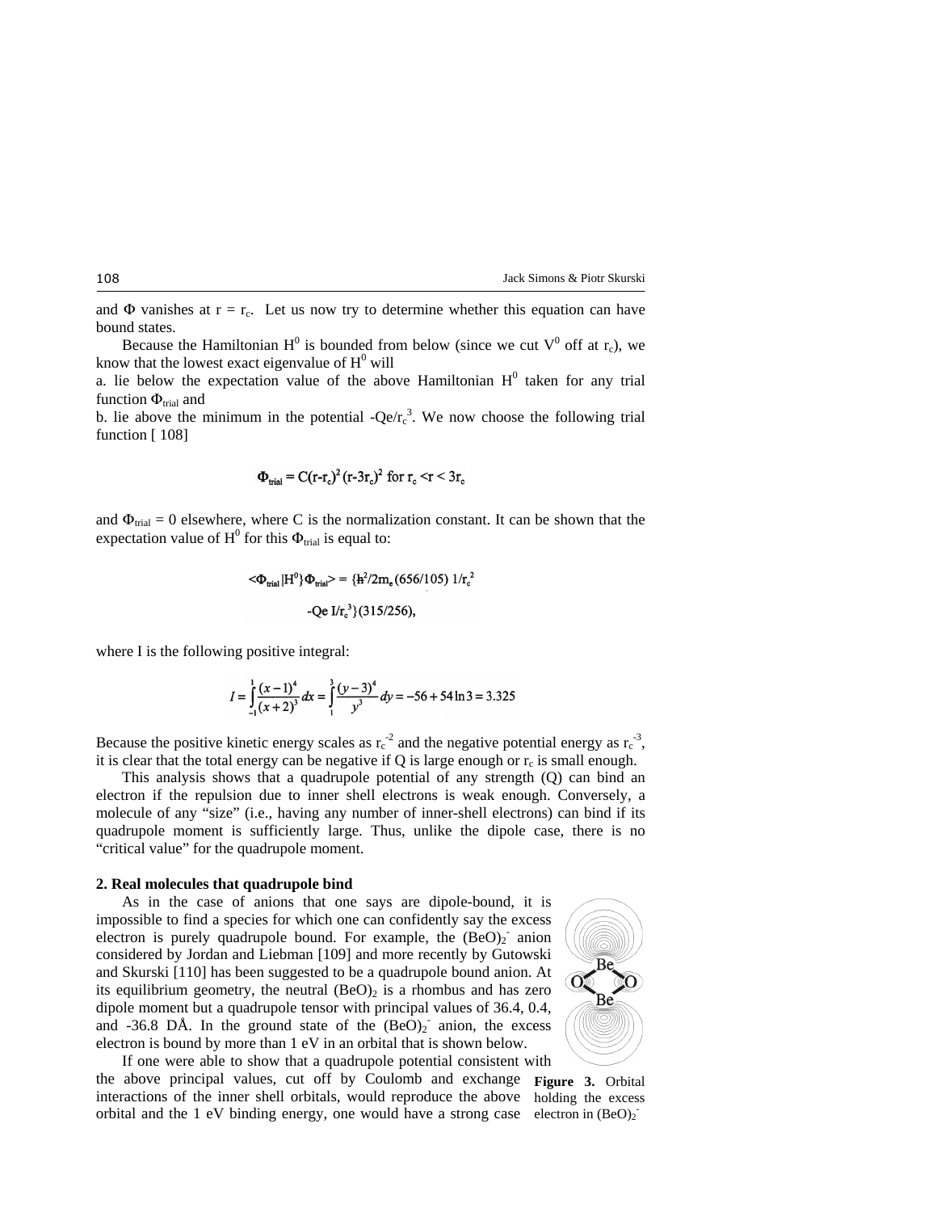and $\Phi$ vanishes at $r = r_c$. Let us now try to determine whether this equation can have bound states.

Because the Hamiltonian $H^0$ is bounded from below (since we cut $V^0$ off at $r_c$), we know that the lowest exact eigenvalue of $H^0$ will

a. lie below the expectation value of the above Hamiltonian $H^0$ taken for any trial function $\Phi_{trial}$ and

b. lie above the minimum in the potential $-Qe/r_c^3$. We now choose the following trial function [ 108]

$$\Phi_{trial} = C(r-r_c)^2 (r-3r_c)^2 \text{ for } r_c < r < 3r_c$$

and $\Phi_{trial} = 0$ elsewhere, where C is the normalization constant. It can be shown that the expectation value of $H^0$ for this $\Phi_{trial}$ is equal to:

$$<\Phi_{trial}|H^0\}\Phi_{trial}> = \{\hbar^2/2m_e (656/105)\, 1/r_c^2$$
$$-Qe\, I/r_c^3\}(315/256),$$

where I is the following positive integral:

$$I = \int_{-1}^{1} \frac{(x-1)^4}{(x+2)^3}dx = \int_{1}^{3} \frac{(y-3)^4}{y^3}dy = -56 + 54\ln 3 = 3.325$$

Because the positive kinetic energy scales as $r_c^{-2}$ and the negative potential energy as $r_c^{-3}$, it is clear that the total energy can be negative if Q is large enough or $r_c$ is small enough.

This analysis shows that a quadrupole potential of any strength (Q) can bind an electron if the repulsion due to inner shell electrons is weak enough. Conversely, a molecule of any "size" (i.e., having any number of inner-shell electrons) can bind if its quadrupole moment is sufficiently large. Thus, unlike the dipole case, there is no "critical value" for the quadrupole moment.

**2. Real molecules that quadrupole bind**

As in the case of anions that one says are dipole-bound, it is impossible to find a species for which one can confidently say the excess electron is purely quadrupole bound. For example, the $(BeO)_2^-$ anion considered by Jordan and Liebman [109] and more recently by Gutowski and Skurski [110] has been suggested to be a quadrupole bound anion. At its equilibrium geometry, the neutral $(BeO)_2$ is a rhombus and has zero dipole moment but a quadrupole tensor with principal values of 36.4, 0.4, and -36.8 DÅ. In the ground state of the $(BeO)_2^-$ anion, the excess electron is bound by more than 1 eV in an orbital that is shown below.

**Figure 3.** Orbital holding the excess electron in $(BeO)_2^-$

If one were able to show that a quadrupole potential consistent with the above principal values, cut off by Coulomb and exchange interactions of the inner shell orbitals, would reproduce the above orbital and the 1 eV binding energy, one would have a strong case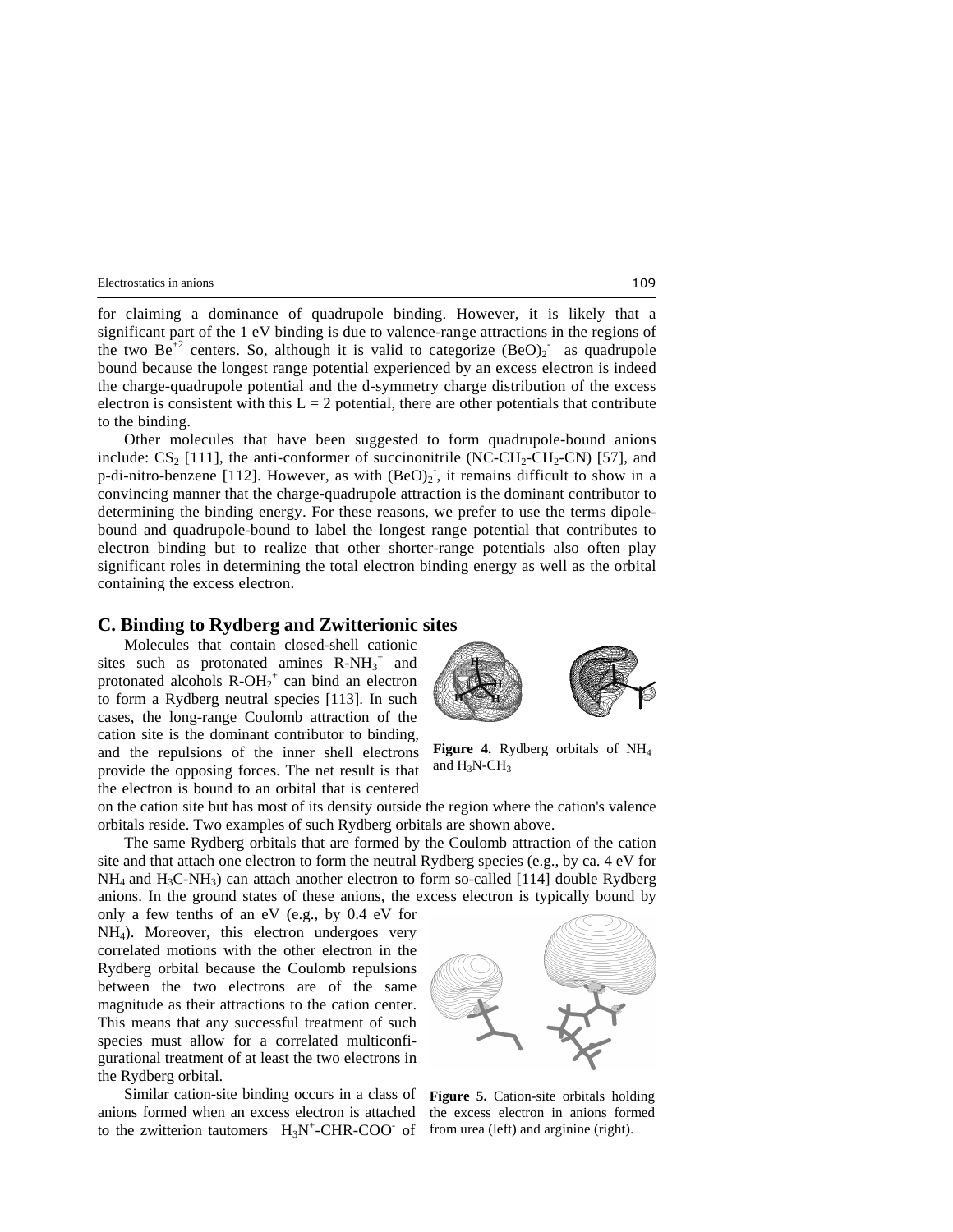for claiming a dominance of quadrupole binding. However, it is likely that a significant part of the 1 eV binding is due to valence-range attractions in the regions of the two $Be^{+2}$ centers. So, although it is valid to categorize $(BeO)_2^-$ as quadrupole bound because the longest range potential experienced by an excess electron is indeed the charge-quadrupole potential and the d-symmetry charge distribution of the excess electron is consistent with this $L = 2$ potential, there are other potentials that contribute to the binding.

Other molecules that have been suggested to form quadrupole-bound anions include: $CS_2$ [111], the anti-conformer of succinonitrile ($NC\text{-}CH_2\text{-}CH_2\text{-}CN$) [57], and p-di-nitro-benzene [112]. However, as with $(BeO)_2^-$, it remains difficult to show in a convincing manner that the charge-quadrupole attraction is the dominant contributor to determining the binding energy. For these reasons, we prefer to use the terms dipole-bound and quadrupole-bound to label the longest range potential that contributes to electron binding but to realize that other shorter-range potentials also often play significant roles in determining the total electron binding energy as well as the orbital containing the excess electron.

## C. Binding to Rydberg and Zwitterionic sites

Molecules that contain closed-shell cationic sites such as protonated amines $R\text{-}NH_3^+$ and protonated alcohols $R\text{-}OH_2^+$ can bind an electron to form a Rydberg neutral species [113]. In such cases, the long-range Coulomb attraction of the cation site is the dominant contributor to binding, and the repulsions of the inner shell electrons provide the opposing forces. The net result is that the electron is bound to an orbital that is centered on the cation site but has most of its density outside the region where the cation's valence orbitals reside. Two examples of such Rydberg orbitals are shown above.

**Figure 4.** Rydberg orbitals of $NH_4$ and $H_3N\text{-}CH_3$

The same Rydberg orbitals that are formed by the Coulomb attraction of the cation site and that attach one electron to form the neutral Rydberg species (e.g., by ca. 4 eV for $NH_4$ and $H_3C\text{-}NH_3$) can attach another electron to form so-called [114] double Rydberg anions. In the ground states of these anions, the excess electron is typically bound by only a few tenths of an eV (e.g., by 0.4 eV for $NH_4$). Moreover, this electron undergoes very correlated motions with the other electron in the Rydberg orbital because the Coulomb repulsions between the two electrons are of the same magnitude as their attractions to the cation center. This means that any successful treatment of such species must allow for a correlated multiconfigurational treatment of at least the two electrons in the Rydberg orbital.

**Figure 5.** Cation-site orbitals holding the excess electron in anions formed from urea (left) and arginine (right).

Similar cation-site binding occurs in a class of anions formed when an excess electron is attached to the zwitterion tautomers $H_3N^+\text{-}CHR\text{-}COO^-$ of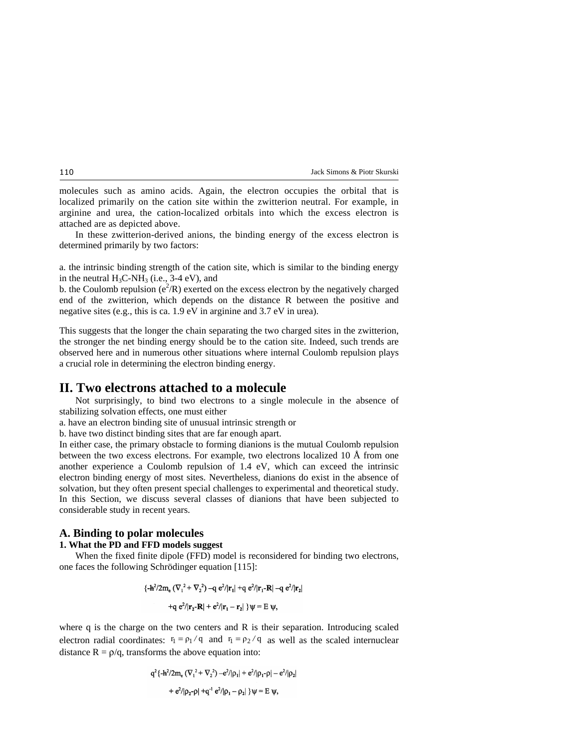molecules such as amino acids. Again, the electron occupies the orbital that is localized primarily on the cation site within the zwitterion neutral. For example, in arginine and urea, the cation-localized orbitals into which the excess electron is attached are as depicted above.

In these zwitterion-derived anions, the binding energy of the excess electron is determined primarily by two factors:

a. the intrinsic binding strength of the cation site, which is similar to the binding energy in the neutral $H_3C$-$NH_3$ (i.e., 3-4 eV), and
b. the Coulomb repulsion ($e^2/R$) exerted on the excess electron by the negatively charged end of the zwitterion, which depends on the distance R between the positive and negative sites (e.g., this is ca. 1.9 eV in arginine and 3.7 eV in urea).

This suggests that the longer the chain separating the two charged sites in the zwitterion, the stronger the net binding energy should be to the cation site. Indeed, such trends are observed here and in numerous other situations where internal Coulomb repulsion plays a crucial role in determining the electron binding energy.

# II. Two electrons attached to a molecule

Not surprisingly, to bind two electrons to a single molecule in the absence of stabilizing solvation effects, one must either
a. have an electron binding site of unusual intrinsic strength or
b. have two distinct binding sites that are far enough apart.
In either case, the primary obstacle to forming dianions is the mutual Coulomb repulsion between the two excess electrons. For example, two electrons localized 10 Å from one another experience a Coulomb repulsion of 1.4 eV, which can exceed the intrinsic electron binding energy of most sites. Nevertheless, dianions do exist in the absence of solvation, but they often present special challenges to experimental and theoretical study. In this Section, we discuss several classes of dianions that have been subjected to considerable study in recent years.

## A. Binding to polar molecules

### 1. What the PD and FFD models suggest

When the fixed finite dipole (FFD) model is reconsidered for binding two electrons, one faces the following Schrödinger equation [115]:

$$\{-\hbar^2/2m_e\,(\nabla_1^{\,2} + \nabla_2^{\,2}) - q\,e^2/|\mathbf{r_1}| + q\,e^2/|\mathbf{r_1}\text{-}\mathbf{R}| - q\,e^2/|\mathbf{r_2}|$$

$$+ q\,e^2/|\mathbf{r_2}\text{-}\mathbf{R}| + e^2/|\mathbf{r_1} - \mathbf{r_2}|\ \}\psi = E\,\psi,$$

where q is the charge on the two centers and R is their separation. Introducing scaled electron radial coordinates: $r_1 = \rho_1 / q$ and $r_1 = \rho_2 / q$ as well as the scaled internuclear distance $R = \rho/q$, transforms the above equation into:

$$q^2\{-\hbar^2/2m_e\,(\nabla_1^{\,2} + \nabla_2^{\,2}) - e^2/|\rho_1| + e^2/|\rho_1\text{-}\rho| - e^2/|\rho_2|$$

$$+ e^2/|\rho_2\text{-}\rho| + q^{-1}\,e^2/|\rho_1 - \rho_2|\ \}\psi = E\,\psi,$$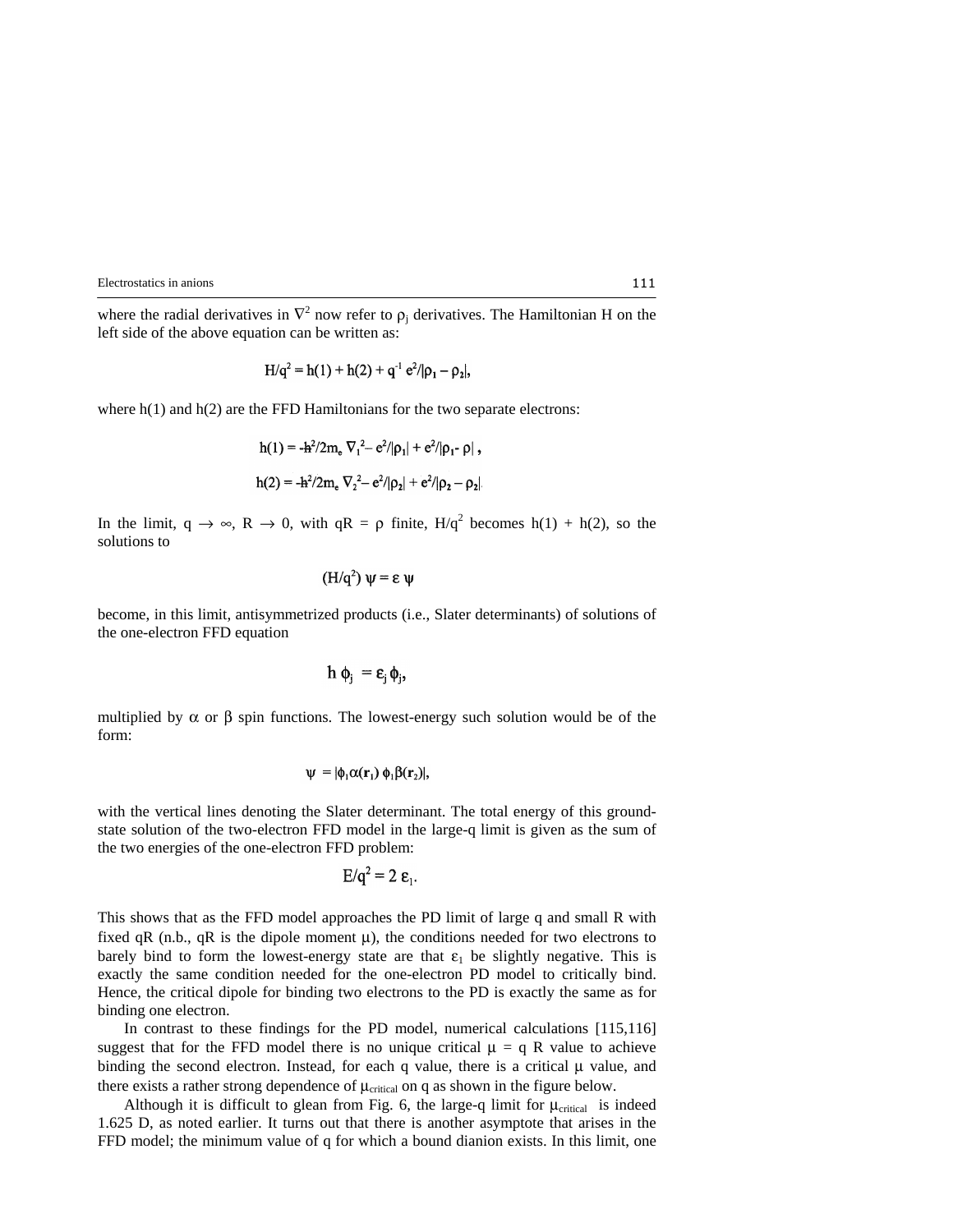where the radial derivatives in $\nabla^2$ now refer to $\rho_j$ derivatives. The Hamiltonian H on the left side of the above equation can be written as:

$$H/q^2 = h(1) + h(2) + q^{-1}\, e^2/|\rho_1 - \rho_2|,$$

where h(1) and h(2) are the FFD Hamiltonians for the two separate electrons:

$$h(1) = -\hbar^2/2m_e\, \nabla_1^{\,2} - e^2/|\rho_1| + e^2/|\rho_1 - \rho|\,,$$

$$h(2) = -\hbar^2/2m_e\, \nabla_2^{\,2} - e^2/|\rho_2| + e^2/|\rho_2 - \rho_2|.$$

In the limit, $q \rightarrow \infty$, $R \rightarrow 0$, with $qR = \rho$ finite, $H/q^2$ becomes h(1) + h(2), so the solutions to

$$(H/q^2)\, \psi = \varepsilon\, \psi$$

become, in this limit, antisymmetrized products (i.e., Slater determinants) of solutions of the one-electron FFD equation

$$h\, \phi_j = \varepsilon_j\, \phi_j,$$

multiplied by $\alpha$ or $\beta$ spin functions. The lowest-energy such solution would be of the form:

$$\psi = |\phi_1\alpha(\mathbf{r}_1)\, \phi_1\beta(\mathbf{r}_2)|,$$

with the vertical lines denoting the Slater determinant. The total energy of this ground-state solution of the two-electron FFD model in the large-q limit is given as the sum of the two energies of the one-electron FFD problem:

$$E/q^2 = 2\, \varepsilon_1.$$

This shows that as the FFD model approaches the PD limit of large q and small R with fixed qR (n.b., qR is the dipole moment $\mu$), the conditions needed for two electrons to barely bind to form the lowest-energy state are that $\varepsilon_1$ be slightly negative. This is exactly the same condition needed for the one-electron PD model to critically bind. Hence, the critical dipole for binding two electrons to the PD is exactly the same as for binding one electron.

In contrast to these findings for the PD model, numerical calculations [115,116] suggest that for the FFD model there is no unique critical $\mu = q\, R$ value to achieve binding the second electron. Instead, for each q value, there is a critical $\mu$ value, and there exists a rather strong dependence of $\mu_{critical}$ on q as shown in the figure below.

Although it is difficult to glean from Fig. 6, the large-q limit for $\mu_{critical}$ is indeed 1.625 D, as noted earlier. It turns out that there is another asymptote that arises in the FFD model; the minimum value of q for which a bound dianion exists. In this limit, one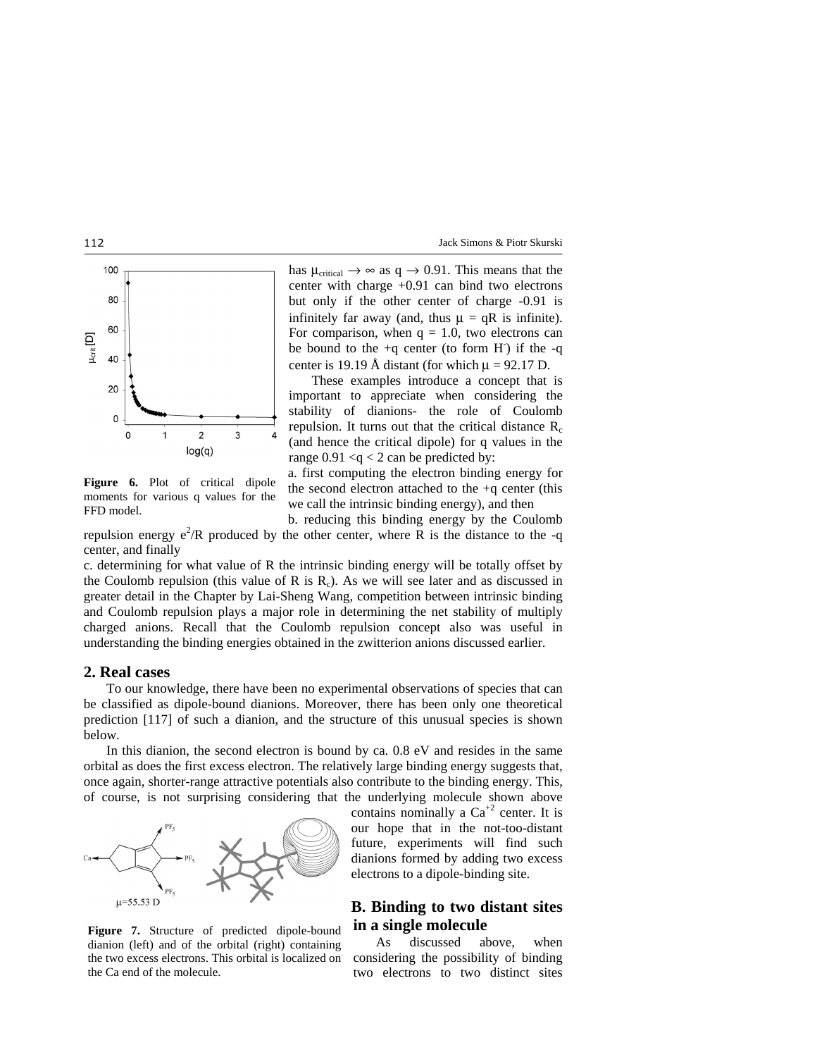has $\mu_{critical} \to \infty$ as $q \to 0.91$. This means that the center with charge +0.91 can bind two electrons but only if the other center of charge -0.91 is infinitely far away (and, thus $\mu = qR$ is infinite). For comparison, when $q = 1.0$, two electrons can be bound to the +q center (to form $H^-$) if the -q center is 19.19 Å distant (for which $\mu = 92.17$ D.

**Figure 6.** Plot of critical dipole moments for various q values for the FFD model.

These examples introduce a concept that is important to appreciate when considering the stability of dianions- the role of Coulomb repulsion. It turns out that the critical distance $R_c$ (and hence the critical dipole) for q values in the range $0.91 < q < 2$ can be predicted by:

a. first computing the electron binding energy for the second electron attached to the +q center (this we call the intrinsic binding energy), and then

b. reducing this binding energy by the Coulomb repulsion energy $e^2/R$ produced by the other center, where R is the distance to the -q center, and finally

c. determining for what value of R the intrinsic binding energy will be totally offset by the Coulomb repulsion (this value of R is $R_c$). As we will see later and as discussed in greater detail in the Chapter by Lai-Sheng Wang, competition between intrinsic binding and Coulomb repulsion plays a major role in determining the net stability of multiply charged anions. Recall that the Coulomb repulsion concept also was useful in understanding the binding energies obtained in the zwitterion anions discussed earlier.

## 2. Real cases

To our knowledge, there have been no experimental observations of species that can be classified as dipole-bound dianions. Moreover, there has been only one theoretical prediction [117] of such a dianion, and the structure of this unusual species is shown below.

In this dianion, the second electron is bound by ca. 0.8 eV and resides in the same orbital as does the first excess electron. The relatively large binding energy suggests that, once again, shorter-range attractive potentials also contribute to the binding energy. This, of course, is not surprising considering that the underlying molecule shown above contains nominally a $Ca^{+2}$ center. It is our hope that in the not-too-distant future, experiments will find such dianions formed by adding two excess electrons to a dipole-binding site.

**Figure 7.** Structure of predicted dipole-bound dianion (left) and of the orbital (right) containing the two excess electrons. This orbital is localized on the Ca end of the molecule.

## B. Binding to two distant sites in a single molecule

As discussed above, when considering the possibility of binding two electrons to two distinct sites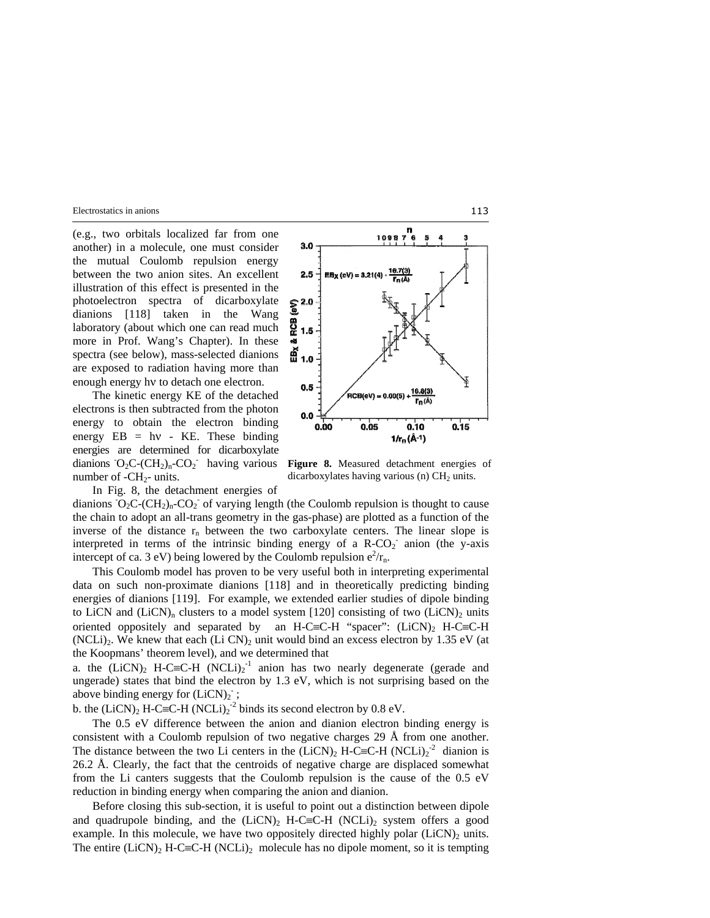(e.g., two orbitals localized far from one another) in a molecule, one must consider the mutual Coulomb repulsion energy between the two anion sites. An excellent illustration of this effect is presented in the photoelectron spectra of dicarboxylate dianions [118] taken in the Wang laboratory (about which one can read much more in Prof. Wang's Chapter). In these spectra (see below), mass-selected dianions are exposed to radiation having more than enough energy hν to detach one electron.

The kinetic energy KE of the detached electrons is then subtracted from the photon energy to obtain the electron binding energy EB = hν - KE. These binding energies are determined for dicarboxylate dianions $^{-}O_2C-(CH_2)_n-CO_2^{-}$ having various number of $-CH_2-$ units.

Figure 8. Measured detachment energies of dicarboxylates having various (n) $CH_2$ units.

In Fig. 8, the detachment energies of dianions $^{-}O_2C-(CH_2)_n-CO_2^{-}$ of varying length (the Coulomb repulsion is thought to cause the chain to adopt an all-trans geometry in the gas-phase) are plotted as a function of the inverse of the distance $r_n$ between the two carboxylate centers. The linear slope is interpreted in terms of the intrinsic binding energy of a $R-CO_2^{-}$ anion (the y-axis intercept of ca. 3 eV) being lowered by the Coulomb repulsion $e^2/r_n$.

This Coulomb model has proven to be very useful both in interpreting experimental data on such non-proximate dianions [118] and in theoretically predicting binding energies of dianions [119]. For example, we extended earlier studies of dipole binding to LiCN and $(LiCN)_n$ clusters to a model system [120] consisting of two $(LiCN)_2$ units oriented oppositely and separated by an H-C≡C-H "spacer": $(LiCN)_2$ H-C≡C-H $(NCLi)_2$. We knew that each $(Li CN)_2$ unit would bind an excess electron by 1.35 eV (at the Koopmans' theorem level), and we determined that

a. the $(LiCN)_2$ H-C≡C-H $(NCLi)_2^{-1}$ anion has two nearly degenerate (gerade and ungerade) states that bind the electron by 1.3 eV, which is not surprising based on the above binding energy for $(LiCN)_2^{-}$;

b. the $(LiCN)_2$ H-C≡C-H $(NCLi)_2^{-2}$ binds its second electron by 0.8 eV.

The 0.5 eV difference between the anion and dianion electron binding energy is consistent with a Coulomb repulsion of two negative charges 29 Å from one another. The distance between the two Li centers in the $(LiCN)_2$ H-C≡C-H $(NCLi)_2^{-2}$ dianion is 26.2 Å. Clearly, the fact that the centroids of negative charge are displaced somewhat from the Li canters suggests that the Coulomb repulsion is the cause of the 0.5 eV reduction in binding energy when comparing the anion and dianion.

Before closing this sub-section, it is useful to point out a distinction between dipole and quadrupole binding, and the $(LiCN)_2$ H-C≡C-H $(NCLi)_2$ system offers a good example. In this molecule, we have two oppositely directed highly polar $(LiCN)_2$ units. The entire $(LiCN)_2$ H-C≡C-H $(NCLi)_2$ molecule has no dipole moment, so it is tempting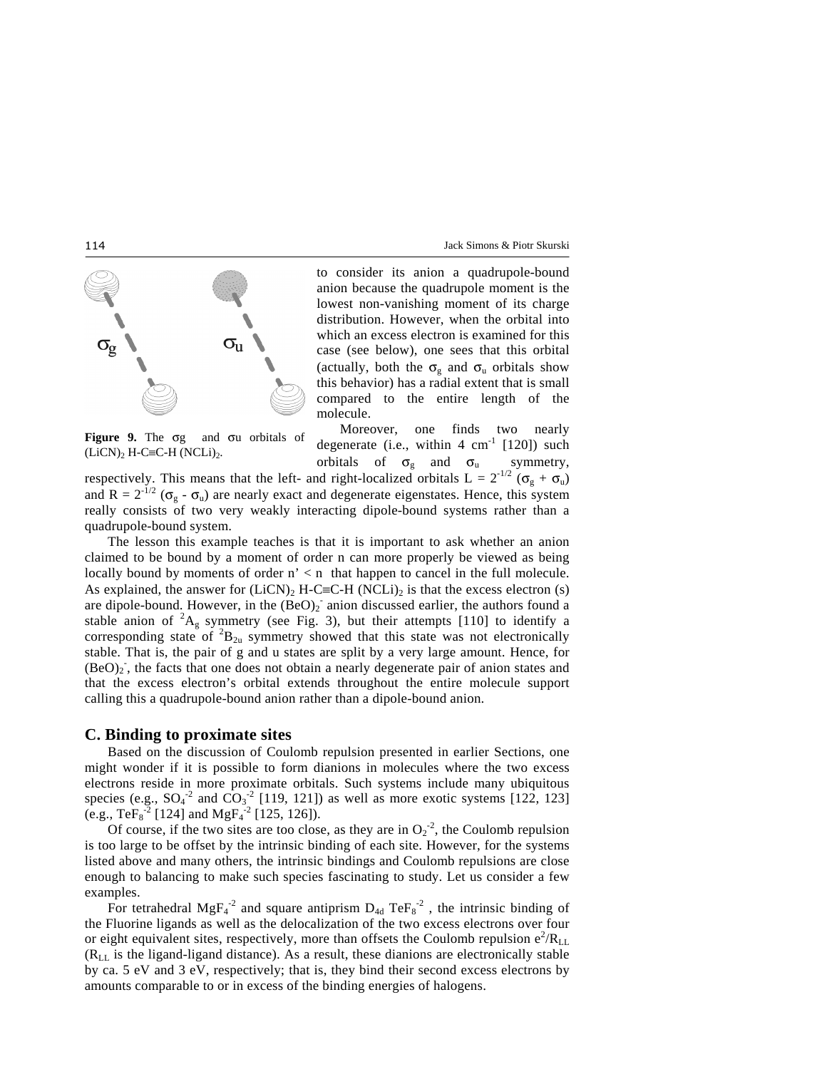**Figure 9.** The σg and σu orbitals of $(LiCN)_2$ H-C≡C-H $(NCLi)_2$.

to consider its anion a quadrupole-bound anion because the quadrupole moment is the lowest non-vanishing moment of its charge distribution. However, when the orbital into which an excess electron is examined for this case (see below), one sees that this orbital (actually, both the $\sigma_g$ and $\sigma_u$ orbitals show this behavior) has a radial extent that is small compared to the entire length of the molecule.

Moreover, one finds two nearly degenerate (i.e., within 4 $cm^{-1}$ [120]) such orbitals of $\sigma_g$ and $\sigma_u$ symmetry, respectively. This means that the left- and right-localized orbitals $L = 2^{-1/2} (\sigma_g + \sigma_u)$ and $R = 2^{-1/2} (\sigma_g - \sigma_u)$ are nearly exact and degenerate eigenstates. Hence, this system really consists of two very weakly interacting dipole-bound systems rather than a quadrupole-bound system.

The lesson this example teaches is that it is important to ask whether an anion claimed to be bound by a moment of order n can more properly be viewed as being locally bound by moments of order n' < n that happen to cancel in the full molecule. As explained, the answer for $(LiCN)_2$ H-C≡C-H $(NCLi)_2$ is that the excess electron (s) are dipole-bound. However, in the $(BeO)_2^-$ anion discussed earlier, the authors found a stable anion of $^2A_g$ symmetry (see Fig. 3), but their attempts [110] to identify a corresponding state of $^2B_{2u}$ symmetry showed that this state was not electronically stable. That is, the pair of g and u states are split by a very large amount. Hence, for $(BeO)_2^-$, the facts that one does not obtain a nearly degenerate pair of anion states and that the excess electron's orbital extends throughout the entire molecule support calling this a quadrupole-bound anion rather than a dipole-bound anion.

## C. Binding to proximate sites

Based on the discussion of Coulomb repulsion presented in earlier Sections, one might wonder if it is possible to form dianions in molecules where the two excess electrons reside in more proximate orbitals. Such systems include many ubiquitous species (e.g., $SO_4^{-2}$ and $CO_3^{-2}$ [119, 121]) as well as more exotic systems [122, 123] (e.g., $TeF_8^{-2}$ [124] and $MgF_4^{-2}$ [125, 126]).

Of course, if the two sites are too close, as they are in $O_2^{-2}$, the Coulomb repulsion is too large to be offset by the intrinsic binding of each site. However, for the systems listed above and many others, the intrinsic bindings and Coulomb repulsions are close enough to balancing to make such species fascinating to study. Let us consider a few examples.

For tetrahedral $MgF_4^{-2}$ and square antiprism $D_{4d}$ $TeF_8^{-2}$ , the intrinsic binding of the Fluorine ligands as well as the delocalization of the two excess electrons over four or eight equivalent sites, respectively, more than offsets the Coulomb repulsion $e^2/R_{LL}$ ($R_{LL}$ is the ligand-ligand distance). As a result, these dianions are electronically stable by ca. 5 eV and 3 eV, respectively; that is, they bind their second excess electrons by amounts comparable to or in excess of the binding energies of halogens.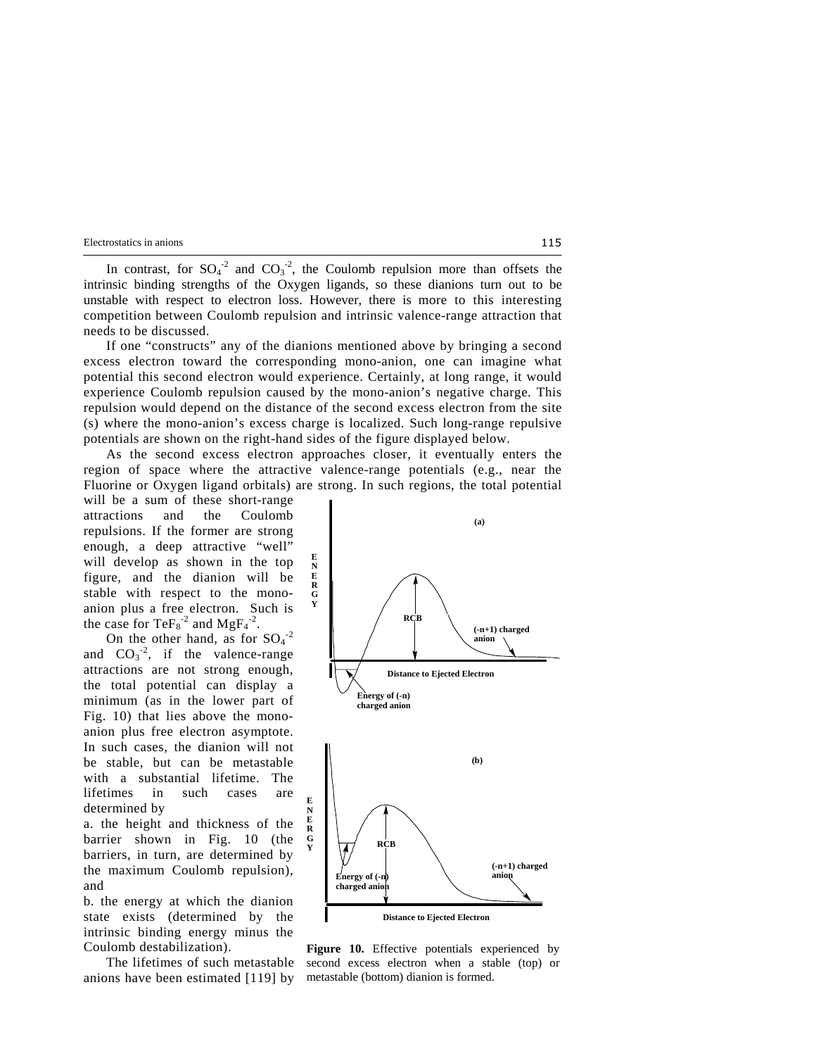In contrast, for $SO_4^{-2}$ and $CO_3^{-2}$, the Coulomb repulsion more than offsets the intrinsic binding strengths of the Oxygen ligands, so these dianions turn out to be unstable with respect to electron loss. However, there is more to this interesting competition between Coulomb repulsion and intrinsic valence-range attraction that needs to be discussed.

If one "constructs" any of the dianions mentioned above by bringing a second excess electron toward the corresponding mono-anion, one can imagine what potential this second electron would experience. Certainly, at long range, it would experience Coulomb repulsion caused by the mono-anion's negative charge. This repulsion would depend on the distance of the second excess electron from the site (s) where the mono-anion's excess charge is localized. Such long-range repulsive potentials are shown on the right-hand sides of the figure displayed below.

As the second excess electron approaches closer, it eventually enters the region of space where the attractive valence-range potentials (e.g., near the Fluorine or Oxygen ligand orbitals) are strong. In such regions, the total potential will be a sum of these short-range attractions and the Coulomb repulsions. If the former are strong enough, a deep attractive "well" will develop as shown in the top figure, and the dianion will be stable with respect to the mono-anion plus a free electron. Such is the case for $TeF_8^{-2}$ and $MgF_4^{-2}$.

On the other hand, as for $SO_4^{-2}$ and $CO_3^{-2}$, if the valence-range attractions are not strong enough, the total potential can display a minimum (as in the lower part of Fig. 10) that lies above the mono-anion plus free electron asymptote. In such cases, the dianion will not be stable, but can be metastable with a substantial lifetime. The lifetimes in such cases are determined by

a. the height and thickness of the barrier shown in Fig. 10 (the barriers, in turn, are determined by the maximum Coulomb repulsion), and

b. the energy at which the dianion state exists (determined by the intrinsic binding energy minus the Coulomb destabilization).

The lifetimes of such metastable anions have been estimated [119] by

**Figure 10.** Effective potentials experienced by second excess electron when a stable (top) or metastable (bottom) dianion is formed.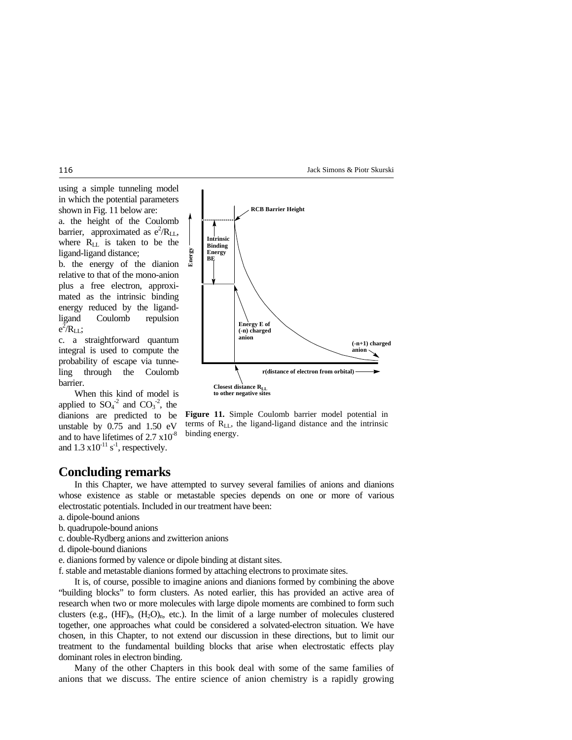using a simple tunneling model in which the potential parameters shown in Fig. 11 below are:

a. the height of the Coulomb barrier, approximated as $e^2/R_{LL}$, where $R_{LL}$ is taken to be the ligand-ligand distance;

b. the energy of the dianion relative to that of the mono-anion plus a free electron, approximated as the intrinsic binding energy reduced by the ligand-ligand Coulomb repulsion $e^2/R_{LL}$;

c. a straightforward quantum integral is used to compute the probability of escape via tunneling through the Coulomb barrier.

When this kind of model is applied to $SO_4^{-2}$ and $CO_3^{-2}$, the dianions are predicted to be unstable by 0.75 and 1.50 eV and to have lifetimes of $2.7 \times 10^{-8}$ and $1.3 \times 10^{-11}$ $s^{-1}$, respectively.

**Figure 11.** Simple Coulomb barrier model potential in terms of $R_{LL}$, the ligand-ligand distance and the intrinsic binding energy.

# Concluding remarks

In this Chapter, we have attempted to survey several families of anions and dianions whose existence as stable or metastable species depends on one or more of various electrostatic potentials. Included in our treatment have been:

a. dipole-bound anions
b. quadrupole-bound anions
c. double-Rydberg anions and zwitterion anions
d. dipole-bound dianions
e. dianions formed by valence or dipole binding at distant sites.
f. stable and metastable dianions formed by attaching electrons to proximate sites.

It is, of course, possible to imagine anions and dianions formed by combining the above "building blocks" to form clusters. As noted earlier, this has provided an active area of research when two or more molecules with large dipole moments are combined to form such clusters (e.g., $(HF)_n$, $(H_2O)_n$, etc.). In the limit of a large number of molecules clustered together, one approaches what could be considered a solvated-electron situation. We have chosen, in this Chapter, to not extend our discussion in these directions, but to limit our treatment to the fundamental building blocks that arise when electrostatic effects play dominant roles in electron binding.

Many of the other Chapters in this book deal with some of the same families of anions that we discuss. The entire science of anion chemistry is a rapidly growing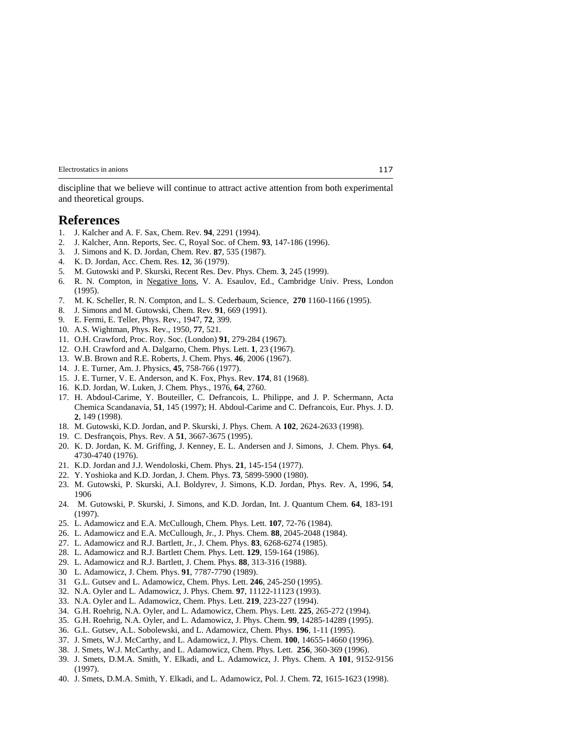discipline that we believe will continue to attract active attention from both experimental and theoretical groups.

# References

1. J. Kalcher and A. F. Sax, Chem. Rev. **94**, 2291 (1994).
2. J. Kalcher, Ann. Reports, Sec. C, Royal Soc. of Chem. **93**, 147-186 (1996).
3. J. Simons and K. D. Jordan, Chem. Rev. **87**, 535 (1987).
4. K. D. Jordan, Acc. Chem. Res. **12**, 36 (1979).
5. M. Gutowski and P. Skurski, Recent Res. Dev. Phys. Chem. **3**, 245 (1999).
6. R. N. Compton, in Negative Ions, V. A. Esaulov, Ed., Cambridge Univ. Press, London (1995).
7. M. K. Scheller, R. N. Compton, and L. S. Cederbaum, Science, **270** 1160-1166 (1995).
8. J. Simons and M. Gutowski, Chem. Rev. **91**, 669 (1991).
9. E. Fermi, E. Teller, Phys. Rev., 1947, **72**, 399.
10. A.S. Wightman, Phys. Rev., 1950, **77**, 521.
11. O.H. Crawford, Proc. Roy. Soc. (London) **91**, 279-284 (1967).
12. O.H. Crawford and A. Dalgarno, Chem. Phys. Lett. **1**, 23 (1967).
13. W.B. Brown and R.E. Roberts, J. Chem. Phys. **46**, 2006 (1967).
14. J. E. Turner, Am. J. Physics, **45**, 758-766 (1977).
15. J. E. Turner, V. E. Anderson, and K. Fox, Phys. Rev. **174**, 81 (1968).
16. K.D. Jordan, W. Luken, J. Chem. Phys., 1976, **64**, 2760.
17. H. Abdoul-Carime, Y. Bouteiller, C. Defrancois, L. Philippe, and J. P. Schermann, Acta Chemica Scandanavia, **51**, 145 (1997); H. Abdoul-Carime and C. Defrancois, Eur. Phys. J. D. **2**, 149 (1998).
18. M. Gutowski, K.D. Jordan, and P. Skurski, J. Phys. Chem. A **102**, 2624-2633 (1998).
19. C. Desfrançois, Phys. Rev. A **51**, 3667-3675 (1995).
20. K. D. Jordan, K. M. Griffing, J. Kenney, E. L. Andersen and J. Simons, J. Chem. Phys. **64**, 4730-4740 (1976).
21. K.D. Jordan and J.J. Wendoloski, Chem. Phys. **21**, 145-154 (1977).
22. Y. Yoshioka and K.D. Jordan, J. Chem. Phys. **73**, 5899-5900 (1980).
23. M. Gutowski, P. Skurski, A.I. Boldyrev, J. Simons, K.D. Jordan, Phys. Rev. A, 1996, **54**, 1906
24. M. Gutowski, P. Skurski, J. Simons, and K.D. Jordan, Int. J. Quantum Chem. **64**, 183-191 (1997).
25. L. Adamowicz and E.A. McCullough, Chem. Phys. Lett. **107**, 72-76 (1984).
26. L. Adamowicz and E.A. McCullough, Jr., J. Phys. Chem. **88**, 2045-2048 (1984).
27. L. Adamowicz and R.J. Bartlett, Jr., J. Chem. Phys. **83**, 6268-6274 (1985).
28. L. Adamowicz and R.J. Bartlett Chem. Phys. Lett. **129**, 159-164 (1986).
29. L. Adamowicz and R.J. Bartlett, J. Chem. Phys. **88**, 313-316 (1988).
30 L. Adamowicz, J. Chem. Phys. **91**, 7787-7790 (1989).
31 G.L. Gutsev and L. Adamowicz, Chem. Phys. Lett. **246**, 245-250 (1995).
32. N.A. Oyler and L. Adamowicz, J. Phys. Chem. **97**, 11122-11123 (1993).
33. N.A. Oyler and L. Adamowicz, Chem. Phys. Lett. **219**, 223-227 (1994).
34. G.H. Roehrig, N.A. Oyler, and L. Adamowicz, Chem. Phys. Lett. **225**, 265-272 (1994).
35. G.H. Roehrig, N.A. Oyler, and L. Adamowicz, J. Phys. Chem. **99**, 14285-14289 (1995).
36. G.L. Gutsev, A.L. Sobolewski, and L. Adamowicz, Chem. Phys. **196**, 1-11 (1995).
37. J. Smets, W.J. McCarthy, and L. Adamowicz, J. Phys. Chem. **100**, 14655-14660 (1996).
38. J. Smets, W.J. McCarthy, and L. Adamowicz, Chem. Phys. Lett. **256**, 360-369 (1996).
39. J. Smets, D.M.A. Smith, Y. Elkadi, and L. Adamowicz, J. Phys. Chem. A **101**, 9152-9156 (1997).
40. J. Smets, D.M.A. Smith, Y. Elkadi, and L. Adamowicz, Pol. J. Chem. **72**, 1615-1623 (1998).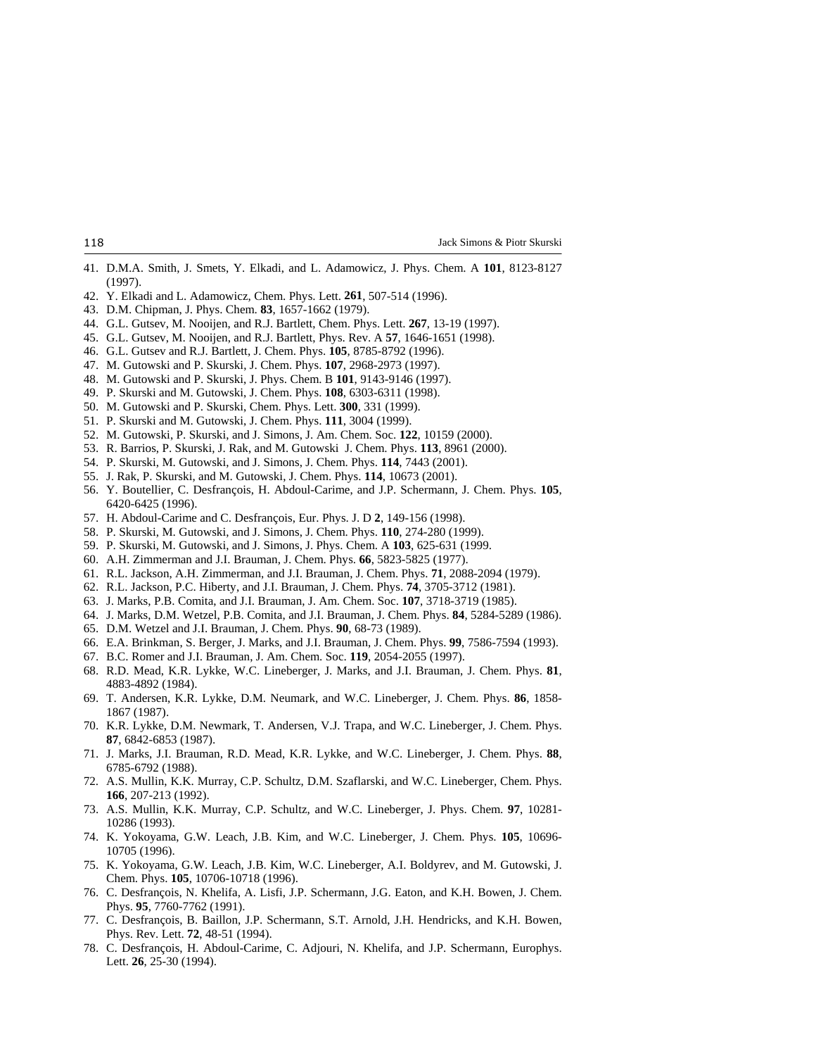41. D.M.A. Smith, J. Smets, Y. Elkadi, and L. Adamowicz, J. Phys. Chem. A **101**, 8123-8127 (1997).
42. Y. Elkadi and L. Adamowicz, Chem. Phys. Lett. **261**, 507-514 (1996).
43. D.M. Chipman, J. Phys. Chem. **83**, 1657-1662 (1979).
44. G.L. Gutsev, M. Nooijen, and R.J. Bartlett, Chem. Phys. Lett. **267**, 13-19 (1997).
45. G.L. Gutsev, M. Nooijen, and R.J. Bartlett, Phys. Rev. A **57**, 1646-1651 (1998).
46. G.L. Gutsev and R.J. Bartlett, J. Chem. Phys. **105**, 8785-8792 (1996).
47. M. Gutowski and P. Skurski, J. Chem. Phys. **107**, 2968-2973 (1997).
48. M. Gutowski and P. Skurski, J. Phys. Chem. B **101**, 9143-9146 (1997).
49. P. Skurski and M. Gutowski, J. Chem. Phys. **108**, 6303-6311 (1998).
50. M. Gutowski and P. Skurski, Chem. Phys. Lett. **300**, 331 (1999).
51. P. Skurski and M. Gutowski, J. Chem. Phys. **111**, 3004 (1999).
52. M. Gutowski, P. Skurski, and J. Simons, J. Am. Chem. Soc. **122**, 10159 (2000).
53. R. Barrios, P. Skurski, J. Rak, and M. Gutowski J. Chem. Phys. **113**, 8961 (2000).
54. P. Skurski, M. Gutowski, and J. Simons, J. Chem. Phys. **114**, 7443 (2001).
55. J. Rak, P. Skurski, and M. Gutowski, J. Chem. Phys. **114**, 10673 (2001).
56. Y. Boutellier, C. Desfrançois, H. Abdoul-Carime, and J.P. Schermann, J. Chem. Phys. **105**, 6420-6425 (1996).
57. H. Abdoul-Carime and C. Desfrançois, Eur. Phys. J. D **2**, 149-156 (1998).
58. P. Skurski, M. Gutowski, and J. Simons, J. Chem. Phys. **110**, 274-280 (1999).
59. P. Skurski, M. Gutowski, and J. Simons, J. Phys. Chem. A **103**, 625-631 (1999.
60. A.H. Zimmerman and J.I. Brauman, J. Chem. Phys. **66**, 5823-5825 (1977).
61. R.L. Jackson, A.H. Zimmerman, and J.I. Brauman, J. Chem. Phys. **71**, 2088-2094 (1979).
62. R.L. Jackson, P.C. Hiberty, and J.I. Brauman, J. Chem. Phys. **74**, 3705-3712 (1981).
63. J. Marks, P.B. Comita, and J.I. Brauman, J. Am. Chem. Soc. **107**, 3718-3719 (1985).
64. J. Marks, D.M. Wetzel, P.B. Comita, and J.I. Brauman, J. Chem. Phys. **84**, 5284-5289 (1986).
65. D.M. Wetzel and J.I. Brauman, J. Chem. Phys. **90**, 68-73 (1989).
66. E.A. Brinkman, S. Berger, J. Marks, and J.I. Brauman, J. Chem. Phys. **99**, 7586-7594 (1993).
67. B.C. Romer and J.I. Brauman, J. Am. Chem. Soc. **119**, 2054-2055 (1997).
68. R.D. Mead, K.R. Lykke, W.C. Lineberger, J. Marks, and J.I. Brauman, J. Chem. Phys. **81**, 4883-4892 (1984).
69. T. Andersen, K.R. Lykke, D.M. Neumark, and W.C. Lineberger, J. Chem. Phys. **86**, 1858-1867 (1987).
70. K.R. Lykke, D.M. Newmark, T. Andersen, V.J. Trapa, and W.C. Lineberger, J. Chem. Phys. **87**, 6842-6853 (1987).
71. J. Marks, J.I. Brauman, R.D. Mead, K.R. Lykke, and W.C. Lineberger, J. Chem. Phys. **88**, 6785-6792 (1988).
72. A.S. Mullin, K.K. Murray, C.P. Schultz, D.M. Szaflarski, and W.C. Lineberger, Chem. Phys. **166**, 207-213 (1992).
73. A.S. Mullin, K.K. Murray, C.P. Schultz, and W.C. Lineberger, J. Phys. Chem. **97**, 10281-10286 (1993).
74. K. Yokoyama, G.W. Leach, J.B. Kim, and W.C. Lineberger, J. Chem. Phys. **105**, 10696-10705 (1996).
75. K. Yokoyama, G.W. Leach, J.B. Kim, W.C. Lineberger, A.I. Boldyrev, and M. Gutowski, J. Chem. Phys. **105**, 10706-10718 (1996).
76. C. Desfrançois, N. Khelifa, A. Lisfi, J.P. Schermann, J.G. Eaton, and K.H. Bowen, J. Chem. Phys. **95**, 7760-7762 (1991).
77. C. Desfrançois, B. Baillon, J.P. Schermann, S.T. Arnold, J.H. Hendricks, and K.H. Bowen, Phys. Rev. Lett. **72**, 48-51 (1994).
78. C. Desfrançois, H. Abdoul-Carime, C. Adjouri, N. Khelifa, and J.P. Schermann, Europhys. Lett. **26**, 25-30 (1994).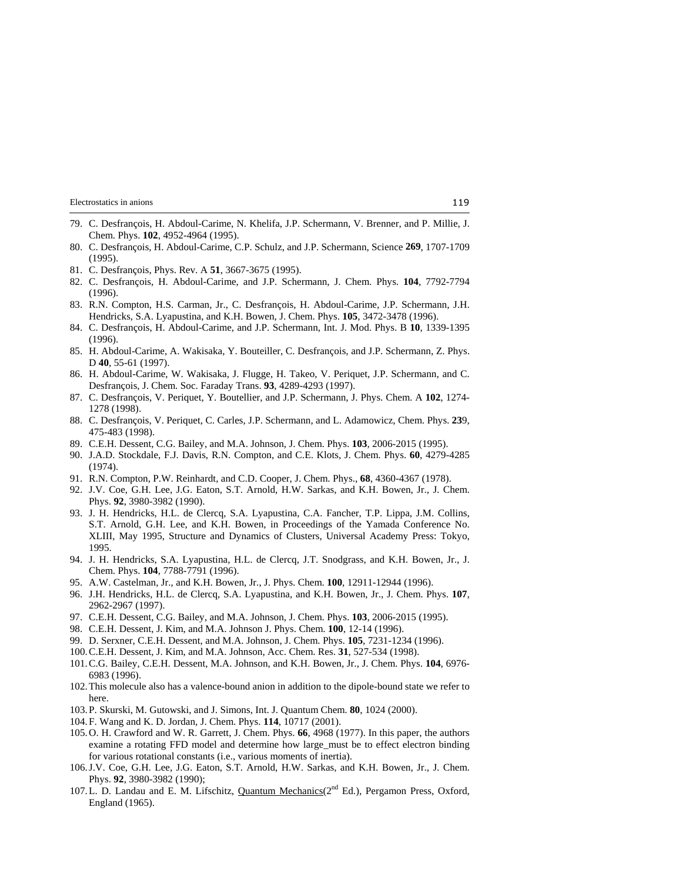79. C. Desfrançois, H. Abdoul-Carime, N. Khelifa, J.P. Schermann, V. Brenner, and P. Millie, J. Chem. Phys. **102**, 4952-4964 (1995).
80. C. Desfrançois, H. Abdoul-Carime, C.P. Schulz, and J.P. Schermann, Science **269**, 1707-1709 (1995).
81. C. Desfrançois, Phys. Rev. A **51**, 3667-3675 (1995).
82. C. Desfrançois, H. Abdoul-Carime, and J.P. Schermann, J. Chem. Phys. **104**, 7792-7794 (1996).
83. R.N. Compton, H.S. Carman, Jr., C. Desfrançois, H. Abdoul-Carime, J.P. Schermann, J.H. Hendricks, S.A. Lyapustina, and K.H. Bowen, J. Chem. Phys. **105**, 3472-3478 (1996).
84. C. Desfrançois, H. Abdoul-Carime, and J.P. Schermann, Int. J. Mod. Phys. B **10**, 1339-1395 (1996).
85. H. Abdoul-Carime, A. Wakisaka, Y. Bouteiller, C. Desfrançois, and J.P. Schermann, Z. Phys. D **40**, 55-61 (1997).
86. H. Abdoul-Carime, W. Wakisaka, J. Flugge, H. Takeo, V. Periquet, J.P. Schermann, and C. Desfrançois, J. Chem. Soc. Faraday Trans. **93**, 4289-4293 (1997).
87. C. Desfrançois, V. Periquet, Y. Boutellier, and J.P. Schermann, J. Phys. Chem. A **102**, 1274-1278 (1998).
88. C. Desfrançois, V. Periquet, C. Carles, J.P. Schermann, and L. Adamowicz, Chem. Phys. **23**9, 475-483 (1998).
89. C.E.H. Dessent, C.G. Bailey, and M.A. Johnson, J. Chem. Phys. **103**, 2006-2015 (1995).
90. J.A.D. Stockdale, F.J. Davis, R.N. Compton, and C.E. Klots, J. Chem. Phys. **60**, 4279-4285 (1974).
91. R.N. Compton, P.W. Reinhardt, and C.D. Cooper, J. Chem. Phys., **68**, 4360-4367 (1978).
92. J.V. Coe, G.H. Lee, J.G. Eaton, S.T. Arnold, H.W. Sarkas, and K.H. Bowen, Jr., J. Chem. Phys. **92**, 3980-3982 (1990).
93. J. H. Hendricks, H.L. de Clercq, S.A. Lyapustina, C.A. Fancher, T.P. Lippa, J.M. Collins, S.T. Arnold, G.H. Lee, and K.H. Bowen, in Proceedings of the Yamada Conference No. XLIII, May 1995, Structure and Dynamics of Clusters, Universal Academy Press: Tokyo, 1995.
94. J. H. Hendricks, S.A. Lyapustina, H.L. de Clercq, J.T. Snodgrass, and K.H. Bowen, Jr., J. Chem. Phys. **104**, 7788-7791 (1996).
95. A.W. Castelman, Jr., and K.H. Bowen, Jr., J. Phys. Chem. **100**, 12911-12944 (1996).
96. J.H. Hendricks, H.L. de Clercq, S.A. Lyapustina, and K.H. Bowen, Jr., J. Chem. Phys. **107**, 2962-2967 (1997).
97. C.E.H. Dessent, C.G. Bailey, and M.A. Johnson, J. Chem. Phys. **103**, 2006-2015 (1995).
98. C.E.H. Dessent, J. Kim, and M.A. Johnson J. Phys. Chem. **100**, 12-14 (1996).
99. D. Serxner, C.E.H. Dessent, and M.A. Johnson, J. Chem. Phys. **105**, 7231-1234 (1996).
100. C.E.H. Dessent, J. Kim, and M.A. Johnson, Acc. Chem. Res. **31**, 527-534 (1998).
101. C.G. Bailey, C.E.H. Dessent, M.A. Johnson, and K.H. Bowen, Jr., J. Chem. Phys. **104**, 6976-6983 (1996).
102. This molecule also has a valence-bound anion in addition to the dipole-bound state we refer to here.
103. P. Skurski, M. Gutowski, and J. Simons, Int. J. Quantum Chem. **80**, 1024 (2000).
104. F. Wang and K. D. Jordan, J. Chem. Phys. **114**, 10717 (2001).
105. O. H. Crawford and W. R. Garrett, J. Chem. Phys. **66**, 4968 (1977). In this paper, the authors examine a rotating FFD model and determine how large_must be to effect electron binding for various rotational constants (i.e., various moments of inertia).
106. J.V. Coe, G.H. Lee, J.G. Eaton, S.T. Arnold, H.W. Sarkas, and K.H. Bowen, Jr., J. Chem. Phys. **92**, 3980-3982 (1990);
107. L. D. Landau and E. M. Lifschitz, Quantum Mechanics($2^{nd}$ Ed.), Pergamon Press, Oxford, England (1965).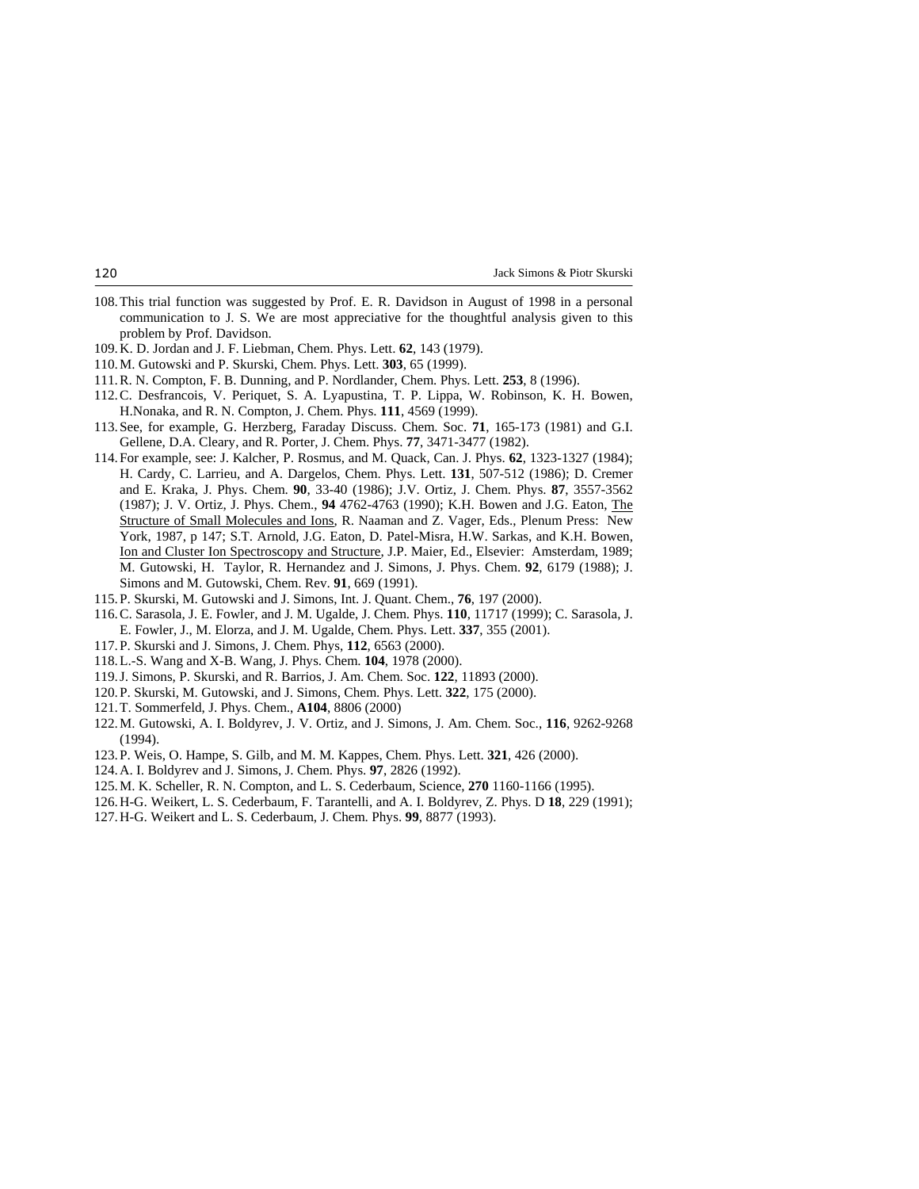108. This trial function was suggested by Prof. E. R. Davidson in August of 1998 in a personal communication to J. S. We are most appreciative for the thoughtful analysis given to this problem by Prof. Davidson.
109. K. D. Jordan and J. F. Liebman, Chem. Phys. Lett. **62**, 143 (1979).
110. M. Gutowski and P. Skurski, Chem. Phys. Lett. **303**, 65 (1999).
111. R. N. Compton, F. B. Dunning, and P. Nordlander, Chem. Phys. Lett. **253**, 8 (1996).
112. C. Desfrancois, V. Periquet, S. A. Lyapustina, T. P. Lippa, W. Robinson, K. H. Bowen, H.Nonaka, and R. N. Compton, J. Chem. Phys. **111**, 4569 (1999).
113. See, for example, G. Herzberg, Faraday Discuss. Chem. Soc. **71**, 165-173 (1981) and G.I. Gellene, D.A. Cleary, and R. Porter, J. Chem. Phys. **77**, 3471-3477 (1982).
114. For example, see: J. Kalcher, P. Rosmus, and M. Quack, Can. J. Phys. **62**, 1323-1327 (1984); H. Cardy, C. Larrieu, and A. Dargelos, Chem. Phys. Lett. **131**, 507-512 (1986); D. Cremer and E. Kraka, J. Phys. Chem. **90**, 33-40 (1986); J.V. Ortiz, J. Chem. Phys. **87**, 3557-3562 (1987); J. V. Ortiz, J. Phys. Chem., **94** 4762-4763 (1990); K.H. Bowen and J.G. Eaton, The Structure of Small Molecules and Ions, R. Naaman and Z. Vager, Eds., Plenum Press: New York, 1987, p 147; S.T. Arnold, J.G. Eaton, D. Patel-Misra, H.W. Sarkas, and K.H. Bowen, Ion and Cluster Ion Spectroscopy and Structure, J.P. Maier, Ed., Elsevier: Amsterdam, 1989; M. Gutowski, H. Taylor, R. Hernandez and J. Simons, J. Phys. Chem. **92**, 6179 (1988); J. Simons and M. Gutowski, Chem. Rev. **91**, 669 (1991).
115. P. Skurski, M. Gutowski and J. Simons, Int. J. Quant. Chem., **76**, 197 (2000).
116. C. Sarasola, J. E. Fowler, and J. M. Ugalde, J. Chem. Phys. **110**, 11717 (1999); C. Sarasola, J. E. Fowler, J., M. Elorza, and J. M. Ugalde, Chem. Phys. Lett. **337**, 355 (2001).
117. P. Skurski and J. Simons, J. Chem. Phys, **112**, 6563 (2000).
118. L.-S. Wang and X-B. Wang, J. Phys. Chem. **104**, 1978 (2000).
119. J. Simons, P. Skurski, and R. Barrios, J. Am. Chem. Soc. **122**, 11893 (2000).
120. P. Skurski, M. Gutowski, and J. Simons, Chem. Phys. Lett. **322**, 175 (2000).
121. T. Sommerfeld, J. Phys. Chem., **A104**, 8806 (2000)
122. M. Gutowski, A. I. Boldyrev, J. V. Ortiz, and J. Simons, J. Am. Chem. Soc., **116**, 9262-9268 (1994).
123. P. Weis, O. Hampe, S. Gilb, and M. M. Kappes, Chem. Phys. Lett. **321**, 426 (2000).
124. A. I. Boldyrev and J. Simons, J. Chem. Phys. **97**, 2826 (1992).
125. M. K. Scheller, R. N. Compton, and L. S. Cederbaum, Science, **270** 1160-1166 (1995).
126. H-G. Weikert, L. S. Cederbaum, F. Tarantelli, and A. I. Boldyrev, Z. Phys. D **18**, 229 (1991);
127. H-G. Weikert and L. S. Cederbaum, J. Chem. Phys. **99**, 8877 (1993).